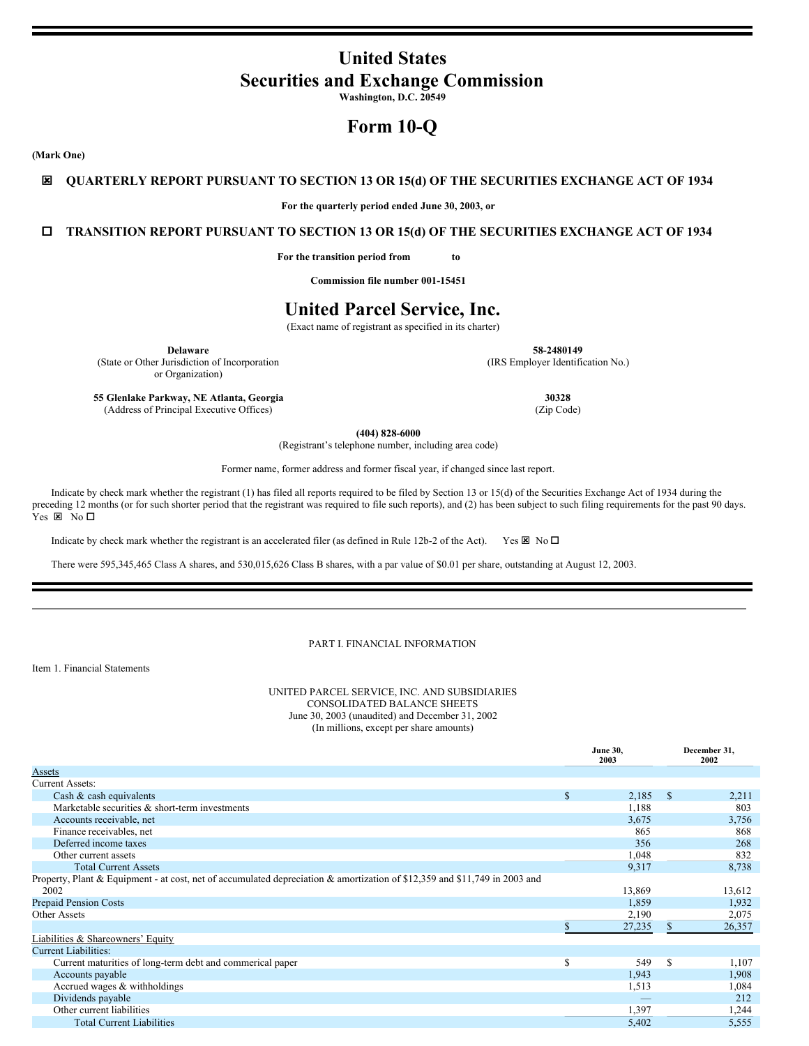# United States
# Securities and Exchange Commission

**Washington, D.C. 20549**

# Form 10-Q

**(Mark One)**

☒ **QUARTERLY REPORT PURSUANT TO SECTION 13 OR 15(d) OF THE SECURITIES EXCHANGE ACT OF 1934**

**For the quarterly period ended June 30, 2003, or**

☐ **TRANSITION REPORT PURSUANT TO SECTION 13 OR 15(d) OF THE SECURITIES EXCHANGE ACT OF 1934**

**For the transition period from to**

**Commission file number 001-15451**

# United Parcel Service, Inc.

(Exact name of registrant as specified in its charter)

| | |
|---|---|
| **Delaware**<br>(State or Other Jurisdiction of Incorporation or Organization) | **58-2480149**<br>(IRS Employer Identification No.) |
| **55 Glenlake Parkway, NE Atlanta, Georgia**<br>(Address of Principal Executive Offices) | **30328**<br>(Zip Code) |

**(404) 828-6000**
(Registrant's telephone number, including area code)

Former name, former address and former fiscal year, if changed since last report.

Indicate by check mark whether the registrant (1) has filed all reports required to be filed by Section 13 or 15(d) of the Securities Exchange Act of 1934 during the preceding 12 months (or for such shorter period that the registrant was required to file such reports), and (2) has been subject to such filing requirements for the past 90 days. Yes ☒ No ☐

Indicate by check mark whether the registrant is an accelerated filer (as defined in Rule 12b-2 of the Act). Yes ☒ No ☐

There were 595,345,465 Class A shares, and 530,015,626 Class B shares, with a par value of $0.01 per share, outstanding at August 12, 2003.

---

PART I. FINANCIAL INFORMATION

Item 1. Financial Statements

UNITED PARCEL SERVICE, INC. AND SUBSIDIARIES
CONSOLIDATED BALANCE SHEETS
June 30, 2003 (unaudited) and December 31, 2002
(In millions, except per share amounts)

| | June 30, 2003 | December 31, 2002 |
|---|---|---|
| Assets | | |
| Current Assets: | | |
| Cash & cash equivalents | $ 2,185 | $ 2,211 |
| Marketable securities & short-term investments | 1,188 | 803 |
| Accounts receivable, net | 3,675 | 3,756 |
| Finance receivables, net | 865 | 868 |
| Deferred income taxes | 356 | 268 |
| Other current assets | 1,048 | 832 |
| Total Current Assets | 9,317 | 8,738 |
| Property, Plant & Equipment - at cost, net of accumulated depreciation & amortization of $12,359 and $11,749 in 2003 and 2002 | 13,869 | 13,612 |
| Prepaid Pension Costs | 1,859 | 1,932 |
| Other Assets | 2,190 | 2,075 |
| | $ 27,235 | $ 26,357 |
| Liabilities & Shareowners' Equity | | |
| Current Liabilities: | | |
| Current maturities of long-term debt and commerical paper | $ 549 | $ 1,107 |
| Accounts payable | 1,943 | 1,908 |
| Accrued wages & withholdings | 1,513 | 1,084 |
| Dividends payable | — | 212 |
| Other current liabilities | 1,397 | 1,244 |
| Total Current Liabilities | 5,402 | 5,555 |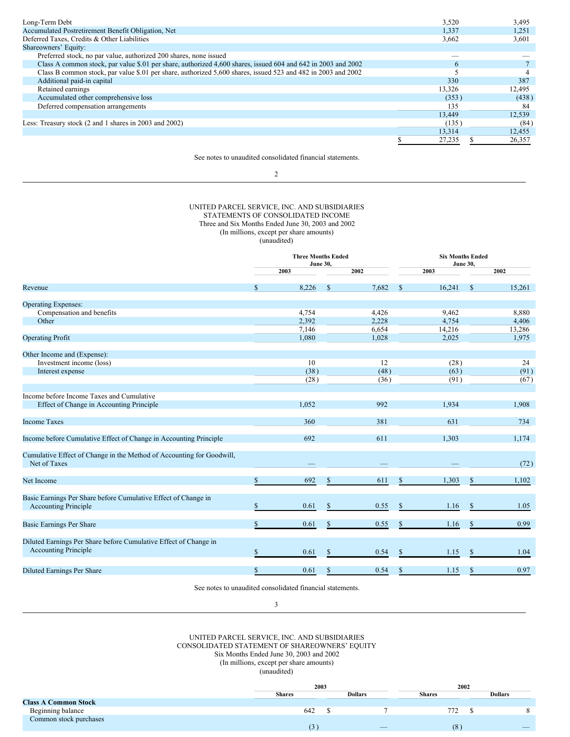| | | |
|---|---|---|
| Long-Term Debt | 3,520 | 3,495 |
| Accumulated Postretirement Benefit Obligation, Net | 1,337 | 1,251 |
| Deferred Taxes, Credits & Other Liabilities | 3,662 | 3,601 |
| Shareowners' Equity: | | |
| Preferred stock, no par value, authorized 200 shares, none issued | — | — |
| Class A common stock, par value $.01 per share, authorized 4,600 shares, issued 604 and 642 in 2003 and 2002 | 6 | 7 |
| Class B common stock, par value $.01 per share, authorized 5,600 shares, issued 523 and 482 in 2003 and 2002 | 5 | 4 |
| Additional paid-in capital | 330 | 387 |
| Retained earnings | 13,326 | 12,495 |
| Accumulated other comprehensive loss | (353) | (438) |
| Deferred compensation arrangements | 135 | 84 |
| | 13,449 | 12,539 |
| Less: Treasury stock (2 and 1 shares in 2003 and 2002) | (135) | (84) |
| | 13,314 | 12,455 |
| | $ 27,235 | $ 26,357 |

See notes to unaudited consolidated financial statements.

UNITED PARCEL SERVICE, INC. AND SUBSIDIARIES
STATEMENTS OF CONSOLIDATED INCOME
Three and Six Months Ended June 30, 2003 and 2002
(In millions, except per share amounts)
(unaudited)

| | Three Months Ended June 30, | | Six Months Ended June 30, | |
|---|---|---|---|---|
| | 2003 | 2002 | 2003 | 2002 |
| Revenue | $ 8,226 | $ 7,682 | $ 16,241 | $ 15,261 |
| Operating Expenses: | | | | |
| Compensation and benefits | 4,754 | 4,426 | 9,462 | 8,880 |
| Other | 2,392 | 2,228 | 4,754 | 4,406 |
| | 7,146 | 6,654 | 14,216 | 13,286 |
| Operating Profit | 1,080 | 1,028 | 2,025 | 1,975 |
| Other Income and (Expense): | | | | |
| Investment income (loss) | 10 | 12 | (28) | 24 |
| Interest expense | (38) | (48) | (63) | (91) |
| | (28) | (36) | (91) | (67) |
| Income before Income Taxes and Cumulative Effect of Change in Accounting Principle | 1,052 | 992 | 1,934 | 1,908 |
| Income Taxes | 360 | 381 | 631 | 734 |
| Income before Cumulative Effect of Change in Accounting Principle | 692 | 611 | 1,303 | 1,174 |
| Cumulative Effect of Change in the Method of Accounting for Goodwill, Net of Taxes | — | — | — | (72) |
| Net Income | $ 692 | $ 611 | $ 1,303 | $ 1,102 |
| Basic Earnings Per Share before Cumulative Effect of Change in Accounting Principle | $ 0.61 | $ 0.55 | $ 1.16 | $ 1.05 |
| Basic Earnings Per Share | $ 0.61 | $ 0.55 | $ 1.16 | $ 0.99 |
| Diluted Earnings Per Share before Cumulative Effect of Change in Accounting Principle | $ 0.61 | $ 0.54 | $ 1.15 | $ 1.04 |
| Diluted Earnings Per Share | $ 0.61 | $ 0.54 | $ 1.15 | $ 0.97 |

See notes to unaudited consolidated financial statements.

UNITED PARCEL SERVICE, INC. AND SUBSIDIARIES
CONSOLIDATED STATEMENT OF SHAREOWNERS' EQUITY
Six Months Ended June 30, 2003 and 2002
(In millions, except per share amounts)
(unaudited)

| | 2003 | | 2002 | |
|---|---|---|---|---|
| | Shares | Dollars | Shares | Dollars |
| **Class A Common Stock** | | | | |
| Beginning balance | 642 | $ 7 | 772 | $ 8 |
| Common stock purchases | (3) | — | (8) | — |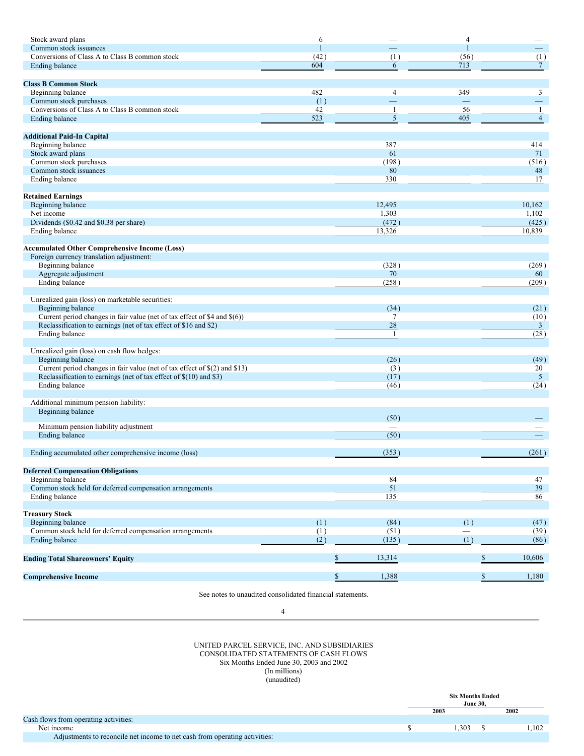| | | | | |
|---|---|---|---|---|
| Stock award plans | 6 | — | 4 | — |
| Common stock issuances | 1 | — | 1 | — |
| Conversions of Class A to Class B common stock | (42) | (1) | (56) | (1) |
| Ending balance | 604 | 6 | 713 | 7 |
| **Class B Common Stock** | | | | |
| Beginning balance | 482 | 4 | 349 | 3 |
| Common stock purchases | (1) | — | — | — |
| Conversions of Class A to Class B common stock | 42 | 1 | 56 | 1 |
| Ending balance | 523 | 5 | 405 | 4 |
| **Additional Paid-In Capital** | | | | |
| Beginning balance | | 387 | | 414 |
| Stock award plans | | 61 | | 71 |
| Common stock purchases | | (198) | | (516) |
| Common stock issuances | | 80 | | 48 |
| Ending balance | | 330 | | 17 |
| **Retained Earnings** | | | | |
| Beginning balance | | 12,495 | | 10,162 |
| Net income | | 1,303 | | 1,102 |
| Dividends ($0.42 and $0.38 per share) | | (472) | | (425) |
| Ending balance | | 13,326 | | 10,839 |
| **Accumulated Other Comprehensive Income (Loss)** | | | | |
| Foreign currency translation adjustment: | | | | |
| Beginning balance | | (328) | | (269) |
| Aggregate adjustment | | 70 | | 60 |
| Ending balance | | (258) | | (209) |
| Unrealized gain (loss) on marketable securities: | | | | |
| Beginning balance | | (34) | | (21) |
| Current period changes in fair value (net of tax effect of $4 and $(6)) | | 7 | | (10) |
| Reclassification to earnings (net of tax effect of $16 and $2) | | 28 | | 3 |
| Ending balance | | 1 | | (28) |
| Unrealized gain (loss) on cash flow hedges: | | | | |
| Beginning balance | | (26) | | (49) |
| Current period changes in fair value (net of tax effect of $(2) and $13) | | (3) | | 20 |
| Reclassification to earnings (net of tax effect of $(10) and $3) | | (17) | | 5 |
| Ending balance | | (46) | | (24) |
| Additional minimum pension liability: | | | | |
| Beginning balance | | (50) | | — |
| Minimum pension liability adjustment | | — | | — |
| Ending balance | | (50) | | — |
| Ending accumulated other comprehensive income (loss) | | (353) | | (261) |
| **Deferred Compensation Obligations** | | | | |
| Beginning balance | | 84 | | 47 |
| Common stock held for deferred compensation arrangements | | 51 | | 39 |
| Ending balance | | 135 | | 86 |
| **Treasury Stock** | | | | |
| Beginning balance | (1) | (84) | (1) | (47) |
| Common stock held for deferred compensation arrangements | (1) | (51) | — | (39) |
| Ending balance | (2) | (135) | (1) | (86) |
| **Ending Total Shareowners' Equity** | | $ 13,314 | | $ 10,606 |
| **Comprehensive Income** | | $ 1,388 | | $ 1,180 |

See notes to unaudited consolidated financial statements.

UNITED PARCEL SERVICE, INC. AND SUBSIDIARIES
CONSOLIDATED STATEMENTS OF CASH FLOWS
Six Months Ended June 30, 2003 and 2002
(In millions)
(unaudited)

| | Six Months Ended June 30, | |
|---|---|---|
| | 2003 | 2002 |
| Cash flows from operating activities: | | |
| Net income | $ 1,303 | $ 1,102 |
| Adjustments to reconcile net income to net cash from operating activities: | | |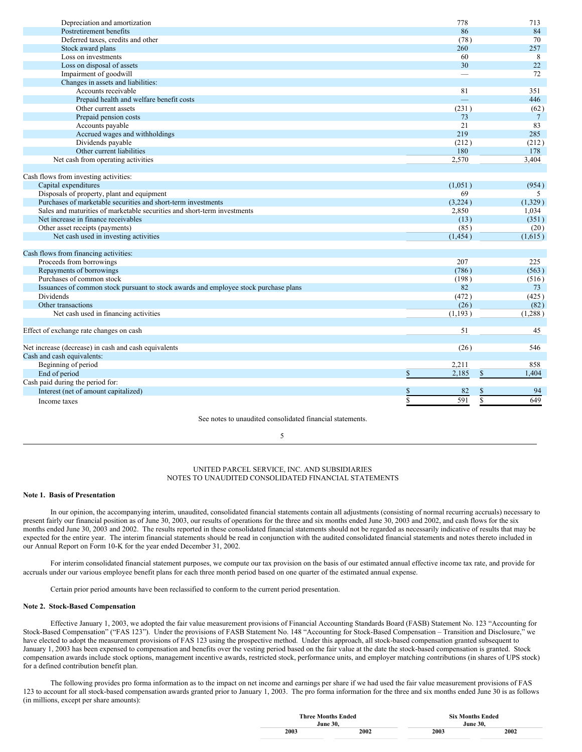| | 2003 | 2002 |
|---|---|---|
| Depreciation and amortization | 778 | 713 |
| Postretirement benefits | 86 | 84 |
| Deferred taxes, credits and other | (78) | 70 |
| Stock award plans | 260 | 257 |
| Loss on investments | 60 | 8 |
| Loss on disposal of assets | 30 | 22 |
| Impairment of goodwill | — | 72 |
| Changes in assets and liabilities: | | |
| Accounts receivable | 81 | 351 |
| Prepaid health and welfare benefit costs | — | 446 |
| Other current assets | (231) | (62) |
| Prepaid pension costs | 73 | 7 |
| Accounts payable | 21 | 83 |
| Accrued wages and withholdings | 219 | 285 |
| Dividends payable | (212) | (212) |
| Other current liabilities | 180 | 178 |
| Net cash from operating activities | 2,570 | 3,404 |
| | | |
| Cash flows from investing activities: | | |
| Capital expenditures | (1,051) | (954) |
| Disposals of property, plant and equipment | 69 | 5 |
| Purchases of marketable securities and short-term investments | (3,224) | (1,329) |
| Sales and maturities of marketable securities and short-term investments | 2,850 | 1,034 |
| Net increase in finance receivables | (13) | (351) |
| Other asset receipts (payments) | (85) | (20) |
| Net cash used in investing activities | (1,454) | (1,615) |
| | | |
| Cash flows from financing activities: | | |
| Proceeds from borrowings | 207 | 225 |
| Repayments of borrowings | (786) | (563) |
| Purchases of common stock | (198) | (516) |
| Issuances of common stock pursuant to stock awards and employee stock purchase plans | 82 | 73 |
| Dividends | (472) | (425) |
| Other transactions | (26) | (82) |
| Net cash used in financing activities | (1,193) | (1,288) |
| | | |
| Effect of exchange rate changes on cash | 51 | 45 |
| | | |
| Net increase (decrease) in cash and cash equivalents | (26) | 546 |
| Cash and cash equivalents: | | |
| Beginning of period | 2,211 | 858 |
| End of period | $ 2,185 | $ 1,404 |
| Cash paid during the period for: | | |
| Interest (net of amount capitalized) | $ 82 | $ 94 |
| Income taxes | $ 591 | $ 649 |

See notes to unaudited consolidated financial statements.

UNITED PARCEL SERVICE, INC. AND SUBSIDIARIES
NOTES TO UNAUDITED CONSOLIDATED FINANCIAL STATEMENTS

**Note 1. Basis of Presentation**

In our opinion, the accompanying interim, unaudited, consolidated financial statements contain all adjustments (consisting of normal recurring accruals) necessary to present fairly our financial position as of June 30, 2003, our results of operations for the three and six months ended June 30, 2003 and 2002, and cash flows for the six months ended June 30, 2003 and 2002. The results reported in these consolidated financial statements should not be regarded as necessarily indicative of results that may be expected for the entire year. The interim financial statements should be read in conjunction with the audited consolidated financial statements and notes thereto included in our Annual Report on Form 10-K for the year ended December 31, 2002.

For interim consolidated financial statement purposes, we compute our tax provision on the basis of our estimated annual effective income tax rate, and provide for accruals under our various employee benefit plans for each three month period based on one quarter of the estimated annual expense.

Certain prior period amounts have been reclassified to conform to the current period presentation.

**Note 2. Stock-Based Compensation**

Effective January 1, 2003, we adopted the fair value measurement provisions of Financial Accounting Standards Board (FASB) Statement No. 123 "Accounting for Stock-Based Compensation" ("FAS 123"). Under the provisions of FASB Statement No. 148 "Accounting for Stock-Based Compensation – Transition and Disclosure," we have elected to adopt the measurement provisions of FAS 123 using the prospective method. Under this approach, all stock-based compensation granted subsequent to January 1, 2003 has been expensed to compensation and benefits over the vesting period based on the fair value at the date the stock-based compensation is granted. Stock compensation awards include stock options, management incentive awards, restricted stock, performance units, and employer matching contributions (in shares of UPS stock) for a defined contribution benefit plan.

The following provides pro forma information as to the impact on net income and earnings per share if we had used the fair value measurement provisions of FAS 123 to account for all stock-based compensation awards granted prior to January 1, 2003. The pro forma information for the three and six months ended June 30 is as follows (in millions, except per share amounts):

| | Three Months Ended June 30, | | Six Months Ended June 30, | |
|---|---|---|---|---|
| | 2003 | 2002 | 2003 | 2002 |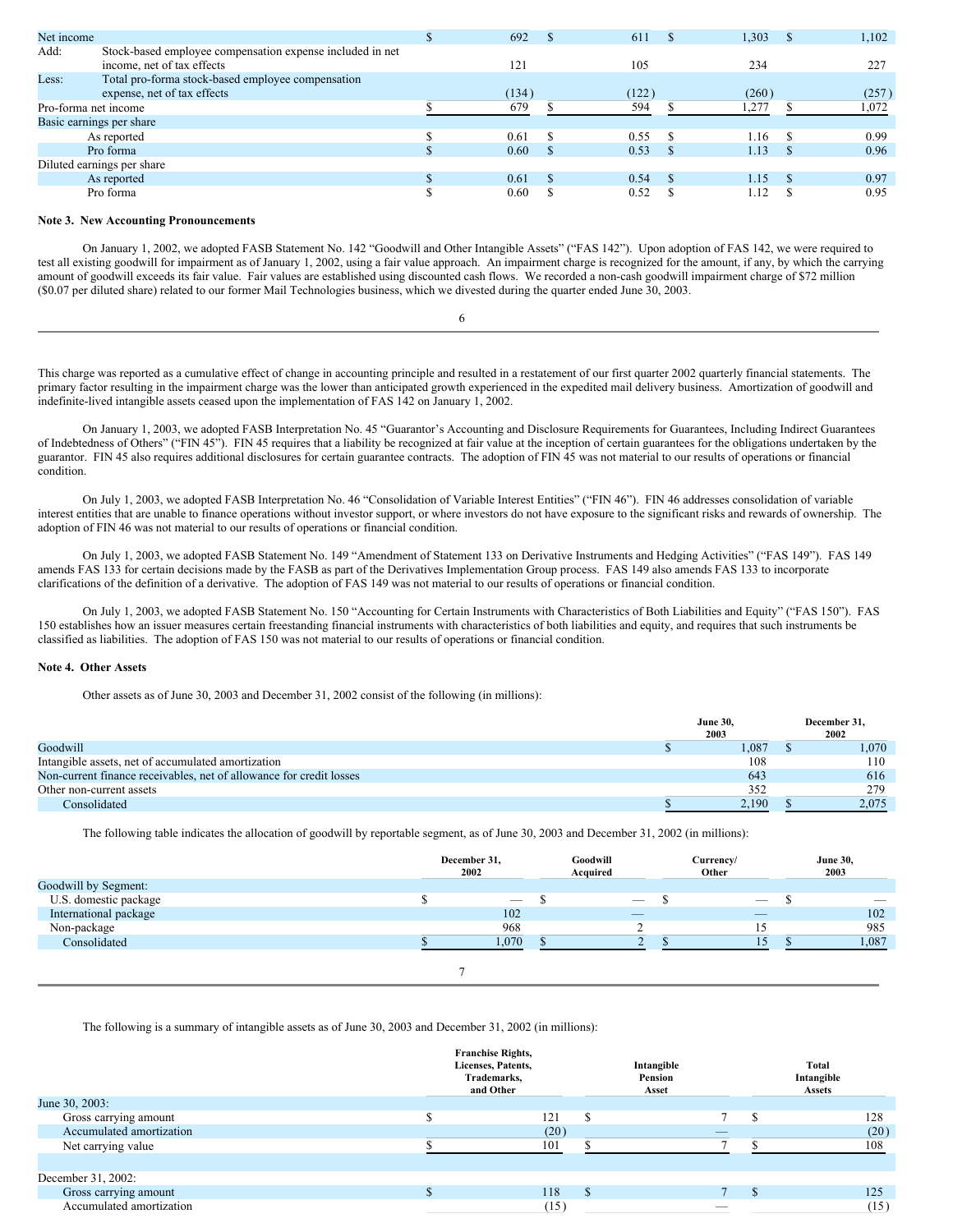| | | | | | |
|---|---|---|---|---|---|
| Net income | | $ 692 | $ 611 | $ 1,303 | $ 1,102 |
| Add: | Stock-based employee compensation expense included in net income, net of tax effects | 121 | 105 | 234 | 227 |
| Less: | Total pro-forma stock-based employee compensation expense, net of tax effects | (134) | (122) | (260) | (257) |
| Pro-forma net income | | $ 679 | $ 594 | $ 1,277 | $ 1,072 |
| Basic earnings per share | | | | | |
| | As reported | $ 0.61 | $ 0.55 | $ 1.16 | $ 0.99 |
| | Pro forma | $ 0.60 | $ 0.53 | $ 1.13 | $ 0.96 |
| Diluted earnings per share | | | | | |
| | As reported | $ 0.61 | $ 0.54 | $ 1.15 | $ 0.97 |
| | Pro forma | $ 0.60 | $ 0.52 | $ 1.12 | $ 0.95 |

**Note 3. New Accounting Pronouncements**

On January 1, 2002, we adopted FASB Statement No. 142 "Goodwill and Other Intangible Assets" ("FAS 142"). Upon adoption of FAS 142, we were required to test all existing goodwill for impairment as of January 1, 2002, using a fair value approach. An impairment charge is recognized for the amount, if any, by which the carrying amount of goodwill exceeds its fair value. Fair values are established using discounted cash flows. We recorded a non-cash goodwill impairment charge of $72 million ($0.07 per diluted share) related to our former Mail Technologies business, which we divested during the quarter ended June 30, 2003.

This charge was reported as a cumulative effect of change in accounting principle and resulted in a restatement of our first quarter 2002 quarterly financial statements. The primary factor resulting in the impairment charge was the lower than anticipated growth experienced in the expedited mail delivery business. Amortization of goodwill and indefinite-lived intangible assets ceased upon the implementation of FAS 142 on January 1, 2002.

On January 1, 2003, we adopted FASB Interpretation No. 45 "Guarantor's Accounting and Disclosure Requirements for Guarantees, Including Indirect Guarantees of Indebtedness of Others" ("FIN 45"). FIN 45 requires that a liability be recognized at fair value at the inception of certain guarantees for the obligations undertaken by the guarantor. FIN 45 also requires additional disclosures for certain guarantee contracts. The adoption of FIN 45 was not material to our results of operations or financial condition.

On July 1, 2003, we adopted FASB Interpretation No. 46 "Consolidation of Variable Interest Entities" ("FIN 46"). FIN 46 addresses consolidation of variable interest entities that are unable to finance operations without investor support, or where investors do not have exposure to the significant risks and rewards of ownership. The adoption of FIN 46 was not material to our results of operations or financial condition.

On July 1, 2003, we adopted FASB Statement No. 149 "Amendment of Statement 133 on Derivative Instruments and Hedging Activities" ("FAS 149"). FAS 149 amends FAS 133 for certain decisions made by the FASB as part of the Derivatives Implementation Group process. FAS 149 also amends FAS 133 to incorporate clarifications of the definition of a derivative. The adoption of FAS 149 was not material to our results of operations or financial condition.

On July 1, 2003, we adopted FASB Statement No. 150 "Accounting for Certain Instruments with Characteristics of Both Liabilities and Equity" ("FAS 150"). FAS 150 establishes how an issuer measures certain freestanding financial instruments with characteristics of both liabilities and equity, and requires that such instruments be classified as liabilities. The adoption of FAS 150 was not material to our results of operations or financial condition.

**Note 4. Other Assets**

Other assets as of June 30, 2003 and December 31, 2002 consist of the following (in millions):

| | June 30, 2003 | December 31, 2002 |
|---|---|---|
| Goodwill | $ 1,087 | $ 1,070 |
| Intangible assets, net of accumulated amortization | 108 | 110 |
| Non-current finance receivables, net of allowance for credit losses | 643 | 616 |
| Other non-current assets | 352 | 279 |
| Consolidated | $ 2,190 | $ 2,075 |

The following table indicates the allocation of goodwill by reportable segment, as of June 30, 2003 and December 31, 2002 (in millions):

| | December 31, 2002 | Goodwill Acquired | Currency/ Other | June 30, 2003 |
|---|---|---|---|---|
| Goodwill by Segment: | | | | |
| U.S. domestic package | $ — | $ — | $ — | $ — |
| International package | 102 | — | — | 102 |
| Non-package | 968 | 2 | 15 | 985 |
| Consolidated | $ 1,070 | $ 2 | $ 15 | $ 1,087 |

The following is a summary of intangible assets as of June 30, 2003 and December 31, 2002 (in millions):

| | Franchise Rights, Licenses, Patents, Trademarks, and Other | Intangible Pension Asset | Total Intangible Assets |
|---|---|---|---|
| June 30, 2003: | | | |
| Gross carrying amount | $ 121 | $ 7 | $ 128 |
| Accumulated amortization | (20) | — | (20) |
| Net carrying value | $ 101 | $ 7 | $ 108 |
| | | | |
| December 31, 2002: | | | |
| Gross carrying amount | $ 118 | $ 7 | $ 125 |
| Accumulated amortization | (15) | — | (15) |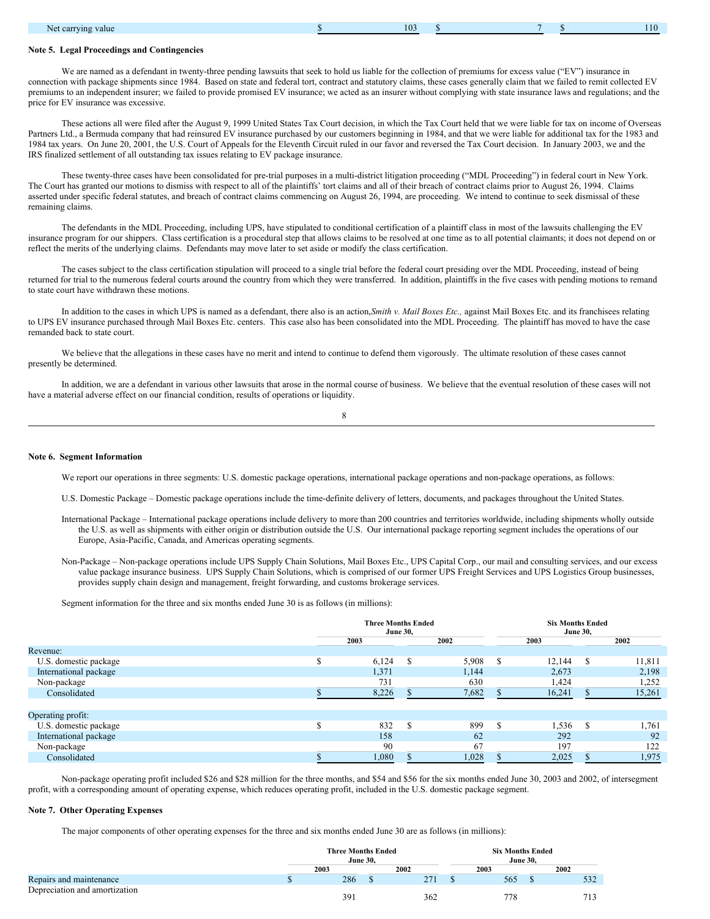| Net carrying value | $ 103 | $ 7 | $ 110 |
|---|---|---|---|

**Note 5. Legal Proceedings and Contingencies**

We are named as a defendant in twenty-three pending lawsuits that seek to hold us liable for the collection of premiums for excess value ("EV") insurance in connection with package shipments since 1984. Based on state and federal tort, contract and statutory claims, these cases generally claim that we failed to remit collected EV premiums to an independent insurer; we failed to provide promised EV insurance; we acted as an insurer without complying with state insurance laws and regulations; and the price for EV insurance was excessive.

These actions all were filed after the August 9, 1999 United States Tax Court decision, in which the Tax Court held that we were liable for tax on income of Overseas Partners Ltd., a Bermuda company that had reinsured EV insurance purchased by our customers beginning in 1984, and that we were liable for additional tax for the 1983 and 1984 tax years. On June 20, 2001, the U.S. Court of Appeals for the Eleventh Circuit ruled in our favor and reversed the Tax Court decision. In January 2003, we and the IRS finalized settlement of all outstanding tax issues relating to EV package insurance.

These twenty-three cases have been consolidated for pre-trial purposes in a multi-district litigation proceeding ("MDL Proceeding") in federal court in New York. The Court has granted our motions to dismiss with respect to all of the plaintiffs' tort claims and all of their breach of contract claims prior to August 26, 1994. Claims asserted under specific federal statutes, and breach of contract claims commencing on August 26, 1994, are proceeding. We intend to continue to seek dismissal of these remaining claims.

The defendants in the MDL Proceeding, including UPS, have stipulated to conditional certification of a plaintiff class in most of the lawsuits challenging the EV insurance program for our shippers. Class certification is a procedural step that allows claims to be resolved at one time as to all potential claimants; it does not depend on or reflect the merits of the underlying claims. Defendants may move later to set aside or modify the class certification.

The cases subject to the class certification stipulation will proceed to a single trial before the federal court presiding over the MDL Proceeding, instead of being returned for trial to the numerous federal courts around the country from which they were transferred. In addition, plaintiffs in the five cases with pending motions to remand to state court have withdrawn these motions.

In addition to the cases in which UPS is named as a defendant, there also is an action, *Smith v. Mail Boxes Etc.,* against Mail Boxes Etc. and its franchisees relating to UPS EV insurance purchased through Mail Boxes Etc. centers. This case also has been consolidated into the MDL Proceeding. The plaintiff has moved to have the case remanded back to state court.

We believe that the allegations in these cases have no merit and intend to continue to defend them vigorously. The ultimate resolution of these cases cannot presently be determined.

In addition, we are a defendant in various other lawsuits that arose in the normal course of business. We believe that the eventual resolution of these cases will not have a material adverse effect on our financial condition, results of operations or liquidity.

**Note 6. Segment Information**

We report our operations in three segments: U.S. domestic package operations, international package operations and non-package operations, as follows:

U.S. Domestic Package – Domestic package operations include the time-definite delivery of letters, documents, and packages throughout the United States.

International Package – International package operations include delivery to more than 200 countries and territories worldwide, including shipments wholly outside the U.S. as well as shipments with either origin or distribution outside the U.S. Our international package reporting segment includes the operations of our Europe, Asia-Pacific, Canada, and Americas operating segments.

Non-Package – Non-package operations include UPS Supply Chain Solutions, Mail Boxes Etc., UPS Capital Corp., our mail and consulting services, and our excess value package insurance business. UPS Supply Chain Solutions, which is comprised of our former UPS Freight Services and UPS Logistics Group businesses, provides supply chain design and management, freight forwarding, and customs brokerage services.

Segment information for the three and six months ended June 30 is as follows (in millions):

| | Three Months Ended June 30, | | Six Months Ended June 30, | |
|---|---|---|---|---|
| | 2003 | 2002 | 2003 | 2002 |
| Revenue: | | | | |
| U.S. domestic package | $ 6,124 | $ 5,908 | $ 12,144 | $ 11,811 |
| International package | 1,371 | 1,144 | 2,673 | 2,198 |
| Non-package | 731 | 630 | 1,424 | 1,252 |
| Consolidated | $ 8,226 | $ 7,682 | $ 16,241 | $ 15,261 |
| | | | | |
| Operating profit: | | | | |
| U.S. domestic package | $ 832 | $ 899 | $ 1,536 | $ 1,761 |
| International package | 158 | 62 | 292 | 92 |
| Non-package | 90 | 67 | 197 | 122 |
| Consolidated | $ 1,080 | $ 1,028 | $ 2,025 | $ 1,975 |

Non-package operating profit included $26 and $28 million for the three months, and $54 and $56 for the six months ended June 30, 2003 and 2002, of intersegment profit, with a corresponding amount of operating expense, which reduces operating profit, included in the U.S. domestic package segment.

**Note 7. Other Operating Expenses**

The major components of other operating expenses for the three and six months ended June 30 are as follows (in millions):

| | Three Months Ended June 30, | | Six Months Ended June 30, | |
|---|---|---|---|---|
| | 2003 | 2002 | 2003 | 2002 |
| Repairs and maintenance | $ 286 | $ 271 | $ 565 | $ 532 |
| Depreciation and amortization | 391 | 362 | 778 | 713 |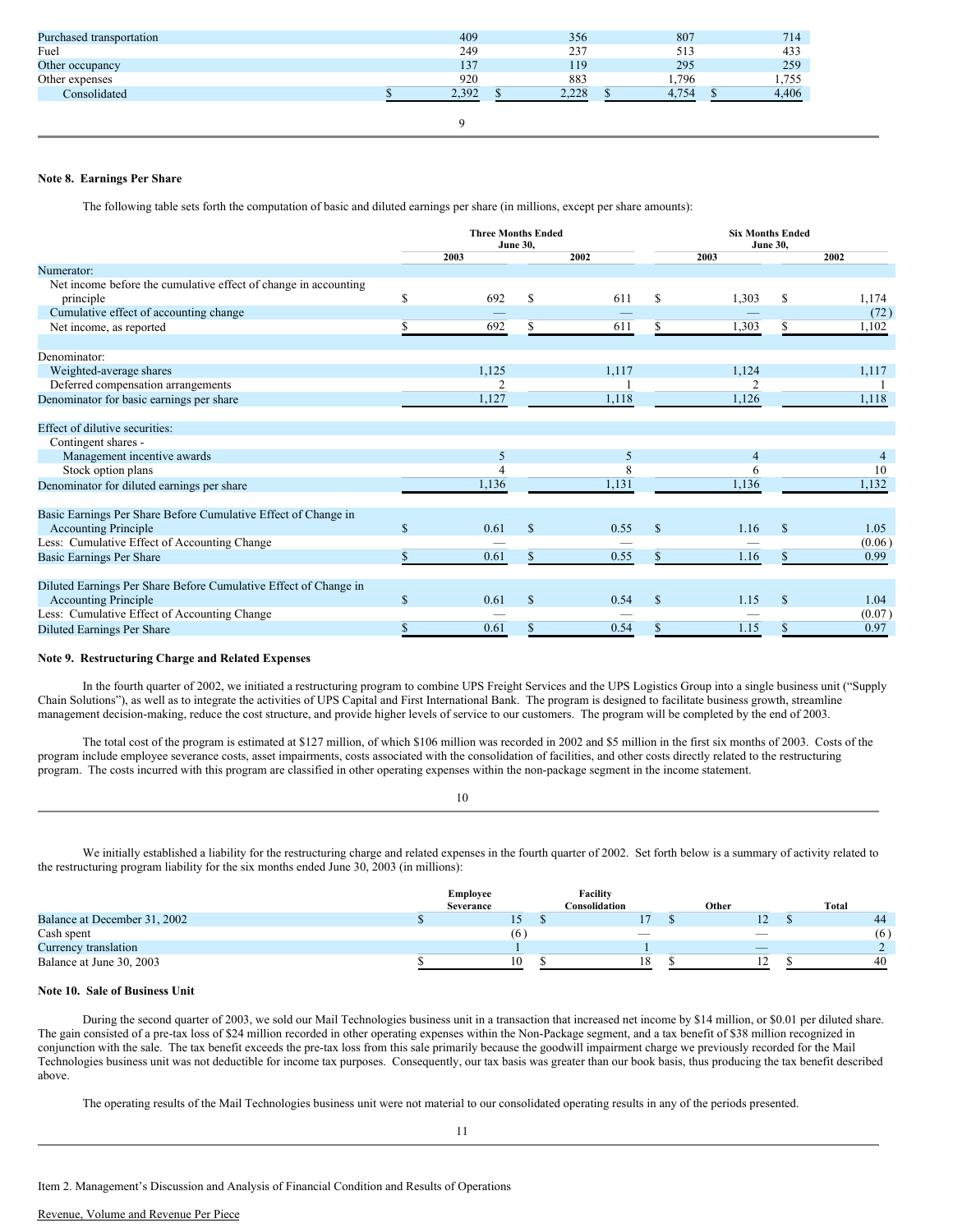| | | | | |
|---|---|---|---|---|
| Purchased transportation | 409 | 356 | 807 | 714 |
| Fuel | 249 | 237 | 513 | 433 |
| Other occupancy | 137 | 119 | 295 | 259 |
| Other expenses | 920 | 883 | 1,796 | 1,755 |
| Consolidated | $ 2,392 | $ 2,228 | $ 4,754 | $ 4,406 |

**Note 8. Earnings Per Share**

The following table sets forth the computation of basic and diluted earnings per share (in millions, except per share amounts):

| | Three Months Ended June 30, | | Six Months Ended June 30, | |
|---|---|---|---|---|
| | 2003 | 2002 | 2003 | 2002 |
| Numerator: | | | | |
| Net income before the cumulative effect of change in accounting principle | $ 692 | $ 611 | $ 1,303 | $ 1,174 |
| Cumulative effect of accounting change | — | — | — | (72) |
| Net income, as reported | $ 692 | $ 611 | $ 1,303 | $ 1,102 |
| Denominator: | | | | |
| Weighted-average shares | 1,125 | 1,117 | 1,124 | 1,117 |
| Deferred compensation arrangements | 2 | 1 | 2 | 1 |
| Denominator for basic earnings per share | 1,127 | 1,118 | 1,126 | 1,118 |
| Effect of dilutive securities: | | | | |
| Contingent shares - | | | | |
| Management incentive awards | 5 | 5 | 4 | 4 |
| Stock option plans | 4 | 8 | 6 | 10 |
| Denominator for diluted earnings per share | 1,136 | 1,131 | 1,136 | 1,132 |
| Basic Earnings Per Share Before Cumulative Effect of Change in Accounting Principle | $ 0.61 | $ 0.55 | $ 1.16 | $ 1.05 |
| Less: Cumulative Effect of Accounting Change | — | — | — | (0.06) |
| Basic Earnings Per Share | $ 0.61 | $ 0.55 | $ 1.16 | $ 0.99 |
| Diluted Earnings Per Share Before Cumulative Effect of Change in Accounting Principle | $ 0.61 | $ 0.54 | $ 1.15 | $ 1.04 |
| Less: Cumulative Effect of Accounting Change | — | — | — | (0.07) |
| Diluted Earnings Per Share | $ 0.61 | $ 0.54 | $ 1.15 | $ 0.97 |

**Note 9. Restructuring Charge and Related Expenses**

In the fourth quarter of 2002, we initiated a restructuring program to combine UPS Freight Services and the UPS Logistics Group into a single business unit ("Supply Chain Solutions"), as well as to integrate the activities of UPS Capital and First International Bank. The program is designed to facilitate business growth, streamline management decision-making, reduce the cost structure, and provide higher levels of service to our customers. The program will be completed by the end of 2003.

The total cost of the program is estimated at $127 million, of which $106 million was recorded in 2002 and $5 million in the first six months of 2003. Costs of the program include employee severance costs, asset impairments, costs associated with the consolidation of facilities, and other costs directly related to the restructuring program. The costs incurred with this program are classified in other operating expenses within the non-package segment in the income statement.

We initially established a liability for the restructuring charge and related expenses in the fourth quarter of 2002. Set forth below is a summary of activity related to the restructuring program liability for the six months ended June 30, 2003 (in millions):

| | Employee Severance | Facility Consolidation | Other | Total |
|---|---|---|---|---|
| Balance at December 31, 2002 | $ 15 | $ 17 | $ 12 | $ 44 |
| Cash spent | (6) | — | — | (6) |
| Currency translation | 1 | 1 | — | 2 |
| Balance at June 30, 2003 | $ 10 | $ 18 | $ 12 | $ 40 |

**Note 10. Sale of Business Unit**

During the second quarter of 2003, we sold our Mail Technologies business unit in a transaction that increased net income by $14 million, or $0.01 per diluted share. The gain consisted of a pre-tax loss of $24 million recorded in other operating expenses within the Non-Package segment, and a tax benefit of $38 million recognized in conjunction with the sale. The tax benefit exceeds the pre-tax loss from this sale primarily because the goodwill impairment charge we previously recorded for the Mail Technologies business unit was not deductible for income tax purposes. Consequently, our tax basis was greater than our book basis, thus producing the tax benefit described above.

The operating results of the Mail Technologies business unit were not material to our consolidated operating results in any of the periods presented.

Item 2. Management's Discussion and Analysis of Financial Condition and Results of Operations

Revenue, Volume and Revenue Per Piece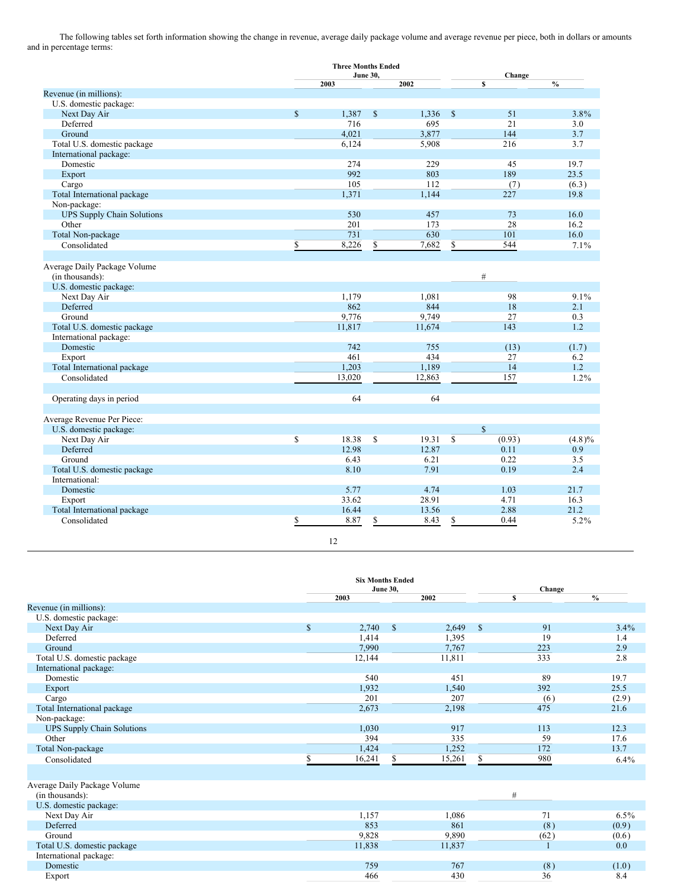The following tables set forth information showing the change in revenue, average daily package volume and average revenue per piece, both in dollars or amounts and in percentage terms:

| | Three Months Ended June 30, | | Change | |
|---|---|---|---|---|
| | 2003 | 2002 | $ | % |
| Revenue (in millions): | | | | |
| U.S. domestic package: | | | | |
| Next Day Air | $ 1,387 | $ 1,336 | $ 51 | 3.8% |
| Deferred | 716 | 695 | 21 | 3.0 |
| Ground | 4,021 | 3,877 | 144 | 3.7 |
| Total U.S. domestic package | 6,124 | 5,908 | 216 | 3.7 |
| International package: | | | | |
| Domestic | 274 | 229 | 45 | 19.7 |
| Export | 992 | 803 | 189 | 23.5 |
| Cargo | 105 | 112 | (7) | (6.3) |
| Total International package | 1,371 | 1,144 | 227 | 19.8 |
| Non-package: | | | | |
| UPS Supply Chain Solutions | 530 | 457 | 73 | 16.0 |
| Other | 201 | 173 | 28 | 16.2 |
| Total Non-package | 731 | 630 | 101 | 16.0 |
| Consolidated | $ 8,226 | $ 7,682 | $ 544 | 7.1% |
| | | | | |
| Average Daily Package Volume (in thousands): | | | # | |
| U.S. domestic package: | | | | |
| Next Day Air | 1,179 | 1,081 | 98 | 9.1% |
| Deferred | 862 | 844 | 18 | 2.1 |
| Ground | 9,776 | 9,749 | 27 | 0.3 |
| Total U.S. domestic package | 11,817 | 11,674 | 143 | 1.2 |
| International package: | | | | |
| Domestic | 742 | 755 | (13) | (1.7) |
| Export | 461 | 434 | 27 | 6.2 |
| Total International package | 1,203 | 1,189 | 14 | 1.2 |
| Consolidated | 13,020 | 12,863 | 157 | 1.2% |
| | | | | |
| Operating days in period | 64 | 64 | | |
| | | | | |
| Average Revenue Per Piece: | | | $ | |
| U.S. domestic package: | | | | |
| Next Day Air | $ 18.38 | $ 19.31 | $ (0.93) | (4.8)% |
| Deferred | 12.98 | 12.87 | 0.11 | 0.9 |
| Ground | 6.43 | 6.21 | 0.22 | 3.5 |
| Total U.S. domestic package | 8.10 | 7.91 | 0.19 | 2.4 |
| International: | | | | |
| Domestic | 5.77 | 4.74 | 1.03 | 21.7 |
| Export | 33.62 | 28.91 | 4.71 | 16.3 |
| Total International package | 16.44 | 13.56 | 2.88 | 21.2 |
| Consolidated | $ 8.87 | $ 8.43 | $ 0.44 | 5.2% |

| | Six Months Ended June 30, | | Change | |
|---|---|---|---|---|
| | 2003 | 2002 | $ | % |
| Revenue (in millions): | | | | |
| U.S. domestic package: | | | | |
| Next Day Air | $ 2,740 | $ 2,649 | $ 91 | 3.4% |
| Deferred | 1,414 | 1,395 | 19 | 1.4 |
| Ground | 7,990 | 7,767 | 223 | 2.9 |
| Total U.S. domestic package | 12,144 | 11,811 | 333 | 2.8 |
| International package: | | | | |
| Domestic | 540 | 451 | 89 | 19.7 |
| Export | 1,932 | 1,540 | 392 | 25.5 |
| Cargo | 201 | 207 | (6) | (2.9) |
| Total International package | 2,673 | 2,198 | 475 | 21.6 |
| Non-package: | | | | |
| UPS Supply Chain Solutions | 1,030 | 917 | 113 | 12.3 |
| Other | 394 | 335 | 59 | 17.6 |
| Total Non-package | 1,424 | 1,252 | 172 | 13.7 |
| Consolidated | $ 16,241 | $ 15,261 | $ 980 | 6.4% |
| | | | | |
| Average Daily Package Volume (in thousands): | | | # | |
| U.S. domestic package: | | | | |
| Next Day Air | 1,157 | 1,086 | 71 | 6.5% |
| Deferred | 853 | 861 | (8) | (0.9) |
| Ground | 9,828 | 9,890 | (62) | (0.6) |
| Total U.S. domestic package | 11,838 | 11,837 | 1 | 0.0 |
| International package: | | | | |
| Domestic | 759 | 767 | (8) | (1.0) |
| Export | 466 | 430 | 36 | 8.4 |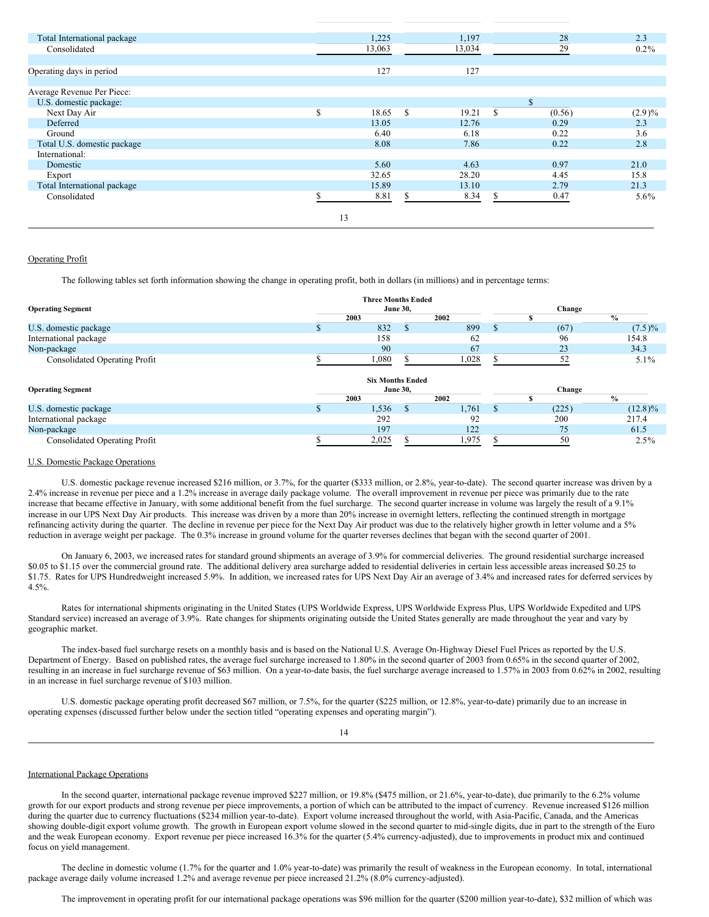| | 2003 | 2002 | Change | % |
|---|---|---|---|---|
| Total International package | 1,225 | 1,197 | 28 | 2.3 |
| Consolidated | 13,063 | 13,034 | 29 | 0.2% |
| | | | | |
| Operating days in period | 127 | 127 | | |
| | | | | |
| Average Revenue Per Piece: | | | | |
| U.S. domestic package: | | | | |
| Next Day Air | $ 18.65 | $ 19.21 | $ (0.56) | (2.9)% |
| Deferred | 13.05 | 12.76 | 0.29 | 2.3 |
| Ground | 6.40 | 6.18 | 0.22 | 3.6 |
| Total U.S. domestic package | 8.08 | 7.86 | 0.22 | 2.8 |
| International: | | | | |
| Domestic | 5.60 | 4.63 | 0.97 | 21.0 |
| Export | 32.65 | 28.20 | 4.45 | 15.8 |
| Total International package | 15.89 | 13.10 | 2.79 | 21.3 |
| Consolidated | $ 8.81 | $ 8.34 | $ 0.47 | 5.6% |

## Operating Profit

The following tables set forth information showing the change in operating profit, both in dollars (in millions) and in percentage terms:

| Operating Segment | Three Months Ended June 30, | | Change | |
|---|---|---|---|---|
| | 2003 | 2002 | $ | % |
| U.S. domestic package | $ 832 | $ 899 | $ (67) | (7.5)% |
| International package | 158 | 62 | 96 | 154.8 |
| Non-package | 90 | 67 | 23 | 34.3 |
| Consolidated Operating Profit | $ 1,080 | $ 1,028 | $ 52 | 5.1% |

| Operating Segment | Six Months Ended June 30, | | Change | |
|---|---|---|---|---|
| | 2003 | 2002 | $ | % |
| U.S. domestic package | $ 1,536 | $ 1,761 | $ (225) | (12.8)% |
| International package | 292 | 92 | 200 | 217.4 |
| Non-package | 197 | 122 | 75 | 61.5 |
| Consolidated Operating Profit | $ 2,025 | $ 1,975 | $ 50 | 2.5% |

## U.S. Domestic Package Operations

U.S. domestic package revenue increased $216 million, or 3.7%, for the quarter ($333 million, or 2.8%, year-to-date). The second quarter increase was driven by a 2.4% increase in revenue per piece and a 1.2% increase in average daily package volume. The overall improvement in revenue per piece was primarily due to the rate increase that became effective in January, with some additional benefit from the fuel surcharge. The second quarter increase in volume was largely the result of a 9.1% increase in our UPS Next Day Air products. This increase was driven by a more than 20% increase in overnight letters, reflecting the continued strength in mortgage refinancing activity during the quarter. The decline in revenue per piece for the Next Day Air product was due to the relatively higher growth in letter volume and a 5% reduction in average weight per package. The 0.3% increase in ground volume for the quarter reverses declines that began with the second quarter of 2001.

On January 6, 2003, we increased rates for standard ground shipments an average of 3.9% for commercial deliveries. The ground residential surcharge increased $0.05 to $1.15 over the commercial ground rate. The additional delivery area surcharge added to residential deliveries in certain less accessible areas increased $0.25 to $1.75. Rates for UPS Hundredweight increased 5.9%. In addition, we increased rates for UPS Next Day Air an average of 3.4% and increased rates for deferred services by 4.5%.

Rates for international shipments originating in the United States (UPS Worldwide Express, UPS Worldwide Express Plus, UPS Worldwide Expedited and UPS Standard service) increased an average of 3.9%. Rate changes for shipments originating outside the United States generally are made throughout the year and vary by geographic market.

The index-based fuel surcharge resets on a monthly basis and is based on the National U.S. Average On-Highway Diesel Fuel Prices as reported by the U.S. Department of Energy. Based on published rates, the average fuel surcharge increased to 1.80% in the second quarter of 2003 from 0.65% in the second quarter of 2002, resulting in an increase in fuel surcharge revenue of $63 million. On a year-to-date basis, the fuel surcharge average increased to 1.57% in 2003 from 0.62% in 2002, resulting in an increase in fuel surcharge revenue of $103 million.

U.S. domestic package operating profit decreased $67 million, or 7.5%, for the quarter ($225 million, or 12.8%, year-to-date) primarily due to an increase in operating expenses (discussed further below under the section titled "operating expenses and operating margin").

## International Package Operations

In the second quarter, international package revenue improved $227 million, or 19.8% ($475 million, or 21.6%, year-to-date), due primarily to the 6.2% volume growth for our export products and strong revenue per piece improvements, a portion of which can be attributed to the impact of currency. Revenue increased $126 million during the quarter due to currency fluctuations ($234 million year-to-date). Export volume increased throughout the world, with Asia-Pacific, Canada, and the Americas showing double-digit export volume growth. The growth in European export volume slowed in the second quarter to mid-single digits, due in part to the strength of the Euro and the weak European economy. Export revenue per piece increased 16.3% for the quarter (5.4% currency-adjusted), due to improvements in product mix and continued focus on yield management.

The decline in domestic volume (1.7% for the quarter and 1.0% year-to-date) was primarily the result of weakness in the European economy. In total, international package average daily volume increased 1.2% and average revenue per piece increased 21.2% (8.0% currency-adjusted).

The improvement in operating profit for our international package operations was $96 million for the quarter ($200 million year-to-date), $32 million of which was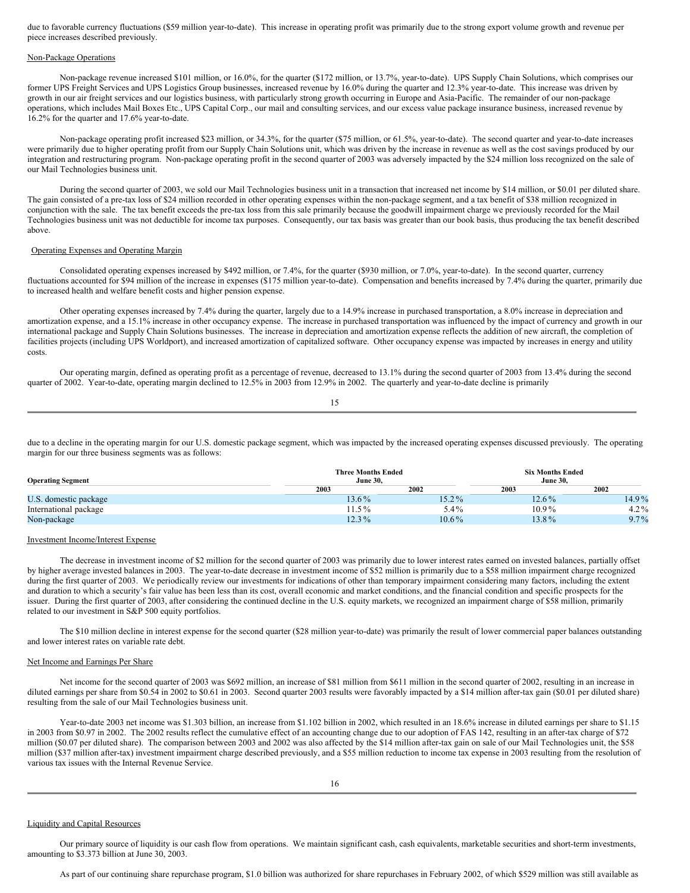due to favorable currency fluctuations ($59 million year-to-date). This increase in operating profit was primarily due to the strong export volume growth and revenue per piece increases described previously.

Non-Package Operations

Non-package revenue increased $101 million, or 16.0%, for the quarter ($172 million, or 13.7%, year-to-date). UPS Supply Chain Solutions, which comprises our former UPS Freight Services and UPS Logistics Group businesses, increased revenue by 16.0% during the quarter and 12.3% year-to-date. This increase was driven by growth in our air freight services and our logistics business, with particularly strong growth occurring in Europe and Asia-Pacific. The remainder of our non-package operations, which includes Mail Boxes Etc., UPS Capital Corp., our mail and consulting services, and our excess value package insurance business, increased revenue by 16.2% for the quarter and 17.6% year-to-date.

Non-package operating profit increased $23 million, or 34.3%, for the quarter ($75 million, or 61.5%, year-to-date). The second quarter and year-to-date increases were primarily due to higher operating profit from our Supply Chain Solutions unit, which was driven by the increase in revenue as well as the cost savings produced by our integration and restructuring program. Non-package operating profit in the second quarter of 2003 was adversely impacted by the $24 million loss recognized on the sale of our Mail Technologies business unit.

During the second quarter of 2003, we sold our Mail Technologies business unit in a transaction that increased net income by $14 million, or $0.01 per diluted share. The gain consisted of a pre-tax loss of $24 million recorded in other operating expenses within the non-package segment, and a tax benefit of $38 million recognized in conjunction with the sale. The tax benefit exceeds the pre-tax loss from this sale primarily because the goodwill impairment charge we previously recorded for the Mail Technologies business unit was not deductible for income tax purposes. Consequently, our tax basis was greater than our book basis, thus producing the tax benefit described above.

Operating Expenses and Operating Margin

Consolidated operating expenses increased by $492 million, or 7.4%, for the quarter ($930 million, or 7.0%, year-to-date). In the second quarter, currency fluctuations accounted for $94 million of the increase in expenses ($175 million year-to-date). Compensation and benefits increased by 7.4% during the quarter, primarily due to increased health and welfare benefit costs and higher pension expense.

Other operating expenses increased by 7.4% during the quarter, largely due to a 14.9% increase in purchased transportation, a 8.0% increase in depreciation and amortization expense, and a 15.1% increase in other occupancy expense. The increase in purchased transportation was influenced by the impact of currency and growth in our international package and Supply Chain Solutions businesses. The increase in depreciation and amortization expense reflects the addition of new aircraft, the completion of facilities projects (including UPS Worldport), and increased amortization of capitalized software. Other occupancy expense was impacted by increases in energy and utility costs.

Our operating margin, defined as operating profit as a percentage of revenue, decreased to 13.1% during the second quarter of 2003 from 13.4% during the second quarter of 2002. Year-to-date, operating margin declined to 12.5% in 2003 from 12.9% in 2002. The quarterly and year-to-date decline is primarily due to a decline in the operating margin for our U.S. domestic package segment, which was impacted by the increased operating expenses discussed previously. The operating margin for our three business segments was as follows:

| Operating Segment | Three Months Ended June 30, | | Six Months Ended June 30, | |
|---|---|---|---|---|
| | 2003 | 2002 | 2003 | 2002 |
| U.S. domestic package | 13.6% | 15.2% | 12.6% | 14.9% |
| International package | 11.5% | 5.4% | 10.9% | 4.2% |
| Non-package | 12.3% | 10.6% | 13.8% | 9.7% |

Investment Income/Interest Expense

The decrease in investment income of $2 million for the second quarter of 2003 was primarily due to lower interest rates earned on invested balances, partially offset by higher average invested balances in 2003. The year-to-date decrease in investment income of $52 million is primarily due to a $58 million impairment charge recognized during the first quarter of 2003. We periodically review our investments for indications of other than temporary impairment considering many factors, including the extent and duration to which a security's fair value has been less than its cost, overall economic and market conditions, and the financial condition and specific prospects for the issuer. During the first quarter of 2003, after considering the continued decline in the U.S. equity markets, we recognized an impairment charge of $58 million, primarily related to our investment in S&P 500 equity portfolios.

The $10 million decline in interest expense for the second quarter ($28 million year-to-date) was primarily the result of lower commercial paper balances outstanding and lower interest rates on variable rate debt.

Net Income and Earnings Per Share

Net income for the second quarter of 2003 was $692 million, an increase of $81 million from $611 million in the second quarter of 2002, resulting in an increase in diluted earnings per share from $0.54 in 2002 to $0.61 in 2003. Second quarter 2003 results were favorably impacted by a $14 million after-tax gain ($0.01 per diluted share) resulting from the sale of our Mail Technologies business unit.

Year-to-date 2003 net income was $1.303 billion, an increase from $1.102 billion in 2002, which resulted in an 18.6% increase in diluted earnings per share to $1.15 in 2003 from $0.97 in 2002. The 2002 results reflect the cumulative effect of an accounting change due to our adoption of FAS 142, resulting in an after-tax charge of $72 million ($0.07 per diluted share). The comparison between 2003 and 2002 was also affected by the $14 million after-tax gain on sale of our Mail Technologies unit, the $58 million ($37 million after-tax) investment impairment charge described previously, and a $55 million reduction to income tax expense in 2003 resulting from the resolution of various tax issues with the Internal Revenue Service.

Liquidity and Capital Resources

Our primary source of liquidity is our cash flow from operations. We maintain significant cash, cash equivalents, marketable securities and short-term investments, amounting to $3.373 billion at June 30, 2003.

As part of our continuing share repurchase program, $1.0 billion was authorized for share repurchases in February 2002, of which $529 million was still available as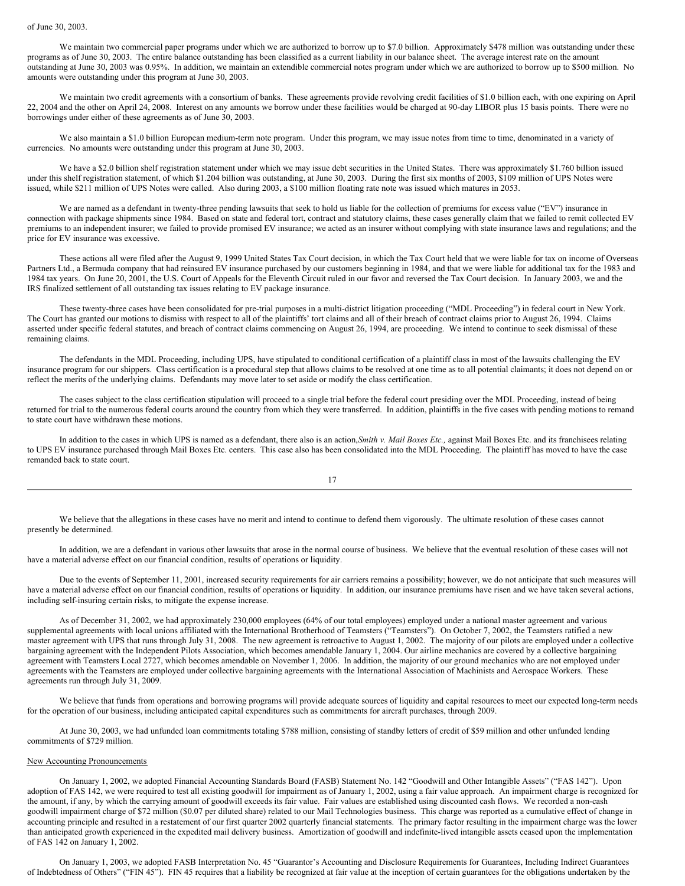of June 30, 2003.

We maintain two commercial paper programs under which we are authorized to borrow up to $7.0 billion. Approximately $478 million was outstanding under these programs as of June 30, 2003. The entire balance outstanding has been classified as a current liability in our balance sheet. The average interest rate on the amount outstanding at June 30, 2003 was 0.95%. In addition, we maintain an extendible commercial notes program under which we are authorized to borrow up to $500 million. No amounts were outstanding under this program at June 30, 2003.

We maintain two credit agreements with a consortium of banks. These agreements provide revolving credit facilities of $1.0 billion each, with one expiring on April 22, 2004 and the other on April 24, 2008. Interest on any amounts we borrow under these facilities would be charged at 90-day LIBOR plus 15 basis points. There were no borrowings under either of these agreements as of June 30, 2003.

We also maintain a $1.0 billion European medium-term note program. Under this program, we may issue notes from time to time, denominated in a variety of currencies. No amounts were outstanding under this program at June 30, 2003.

We have a $2.0 billion shelf registration statement under which we may issue debt securities in the United States. There was approximately $1.760 billion issued under this shelf registration statement, of which $1.204 billion was outstanding, at June 30, 2003. During the first six months of 2003, $109 million of UPS Notes were issued, while $211 million of UPS Notes were called. Also during 2003, a $100 million floating rate note was issued which matures in 2053.

We are named as a defendant in twenty-three pending lawsuits that seek to hold us liable for the collection of premiums for excess value ("EV") insurance in connection with package shipments since 1984. Based on state and federal tort, contract and statutory claims, these cases generally claim that we failed to remit collected EV premiums to an independent insurer; we failed to provide promised EV insurance; we acted as an insurer without complying with state insurance laws and regulations; and the price for EV insurance was excessive.

These actions all were filed after the August 9, 1999 United States Tax Court decision, in which the Tax Court held that we were liable for tax on income of Overseas Partners Ltd., a Bermuda company that had reinsured EV insurance purchased by our customers beginning in 1984, and that we were liable for additional tax for the 1983 and 1984 tax years. On June 20, 2001, the U.S. Court of Appeals for the Eleventh Circuit ruled in our favor and reversed the Tax Court decision. In January 2003, we and the IRS finalized settlement of all outstanding tax issues relating to EV package insurance.

These twenty-three cases have been consolidated for pre-trial purposes in a multi-district litigation proceeding ("MDL Proceeding") in federal court in New York. The Court has granted our motions to dismiss with respect to all of the plaintiffs' tort claims and all of their breach of contract claims prior to August 26, 1994. Claims asserted under specific federal statutes, and breach of contract claims commencing on August 26, 1994, are proceeding. We intend to continue to seek dismissal of these remaining claims.

The defendants in the MDL Proceeding, including UPS, have stipulated to conditional certification of a plaintiff class in most of the lawsuits challenging the EV insurance program for our shippers. Class certification is a procedural step that allows claims to be resolved at one time as to all potential claimants; it does not depend on or reflect the merits of the underlying claims. Defendants may move later to set aside or modify the class certification.

The cases subject to the class certification stipulation will proceed to a single trial before the federal court presiding over the MDL Proceeding, instead of being returned for trial to the numerous federal courts around the country from which they were transferred. In addition, plaintiffs in the five cases with pending motions to remand to state court have withdrawn these motions.

In addition to the cases in which UPS is named as a defendant, there also is an action, *Smith v. Mail Boxes Etc.,* against Mail Boxes Etc. and its franchisees relating to UPS EV insurance purchased through Mail Boxes Etc. centers. This case also has been consolidated into the MDL Proceeding. The plaintiff has moved to have the case remanded back to state court.

We believe that the allegations in these cases have no merit and intend to continue to defend them vigorously. The ultimate resolution of these cases cannot presently be determined.

In addition, we are a defendant in various other lawsuits that arose in the normal course of business. We believe that the eventual resolution of these cases will not have a material adverse effect on our financial condition, results of operations or liquidity.

Due to the events of September 11, 2001, increased security requirements for air carriers remains a possibility; however, we do not anticipate that such measures will have a material adverse effect on our financial condition, results of operations or liquidity. In addition, our insurance premiums have risen and we have taken several actions, including self-insuring certain risks, to mitigate the expense increase.

As of December 31, 2002, we had approximately 230,000 employees (64% of our total employees) employed under a national master agreement and various supplemental agreements with local unions affiliated with the International Brotherhood of Teamsters ("Teamsters"). On October 7, 2002, the Teamsters ratified a new master agreement with UPS that runs through July 31, 2008. The new agreement is retroactive to August 1, 2002. The majority of our pilots are employed under a collective bargaining agreement with the Independent Pilots Association, which becomes amendable January 1, 2004. Our airline mechanics are covered by a collective bargaining agreement with Teamsters Local 2727, which becomes amendable on November 1, 2006. In addition, the majority of our ground mechanics who are not employed under agreements with the Teamsters are employed under collective bargaining agreements with the International Association of Machinists and Aerospace Workers. These agreements run through July 31, 2009.

We believe that funds from operations and borrowing programs will provide adequate sources of liquidity and capital resources to meet our expected long-term needs for the operation of our business, including anticipated capital expenditures such as commitments for aircraft purchases, through 2009.

At June 30, 2003, we had unfunded loan commitments totaling $788 million, consisting of standby letters of credit of $59 million and other unfunded lending commitments of $729 million.

## New Accounting Pronouncements

On January 1, 2002, we adopted Financial Accounting Standards Board (FASB) Statement No. 142 "Goodwill and Other Intangible Assets" ("FAS 142"). Upon adoption of FAS 142, we were required to test all existing goodwill for impairment as of January 1, 2002, using a fair value approach. An impairment charge is recognized for the amount, if any, by which the carrying amount of goodwill exceeds its fair value. Fair values are established using discounted cash flows. We recorded a non-cash goodwill impairment charge of $72 million ($0.07 per diluted share) related to our Mail Technologies business. This charge was reported as a cumulative effect of change in accounting principle and resulted in a restatement of our first quarter 2002 quarterly financial statements. The primary factor resulting in the impairment charge was the lower than anticipated growth experienced in the expedited mail delivery business. Amortization of goodwill and indefinite-lived intangible assets ceased upon the implementation of FAS 142 on January 1, 2002.

On January 1, 2003, we adopted FASB Interpretation No. 45 "Guarantor's Accounting and Disclosure Requirements for Guarantees, Including Indirect Guarantees of Indebtedness of Others" ("FIN 45"). FIN 45 requires that a liability be recognized at fair value at the inception of certain guarantees for the obligations undertaken by the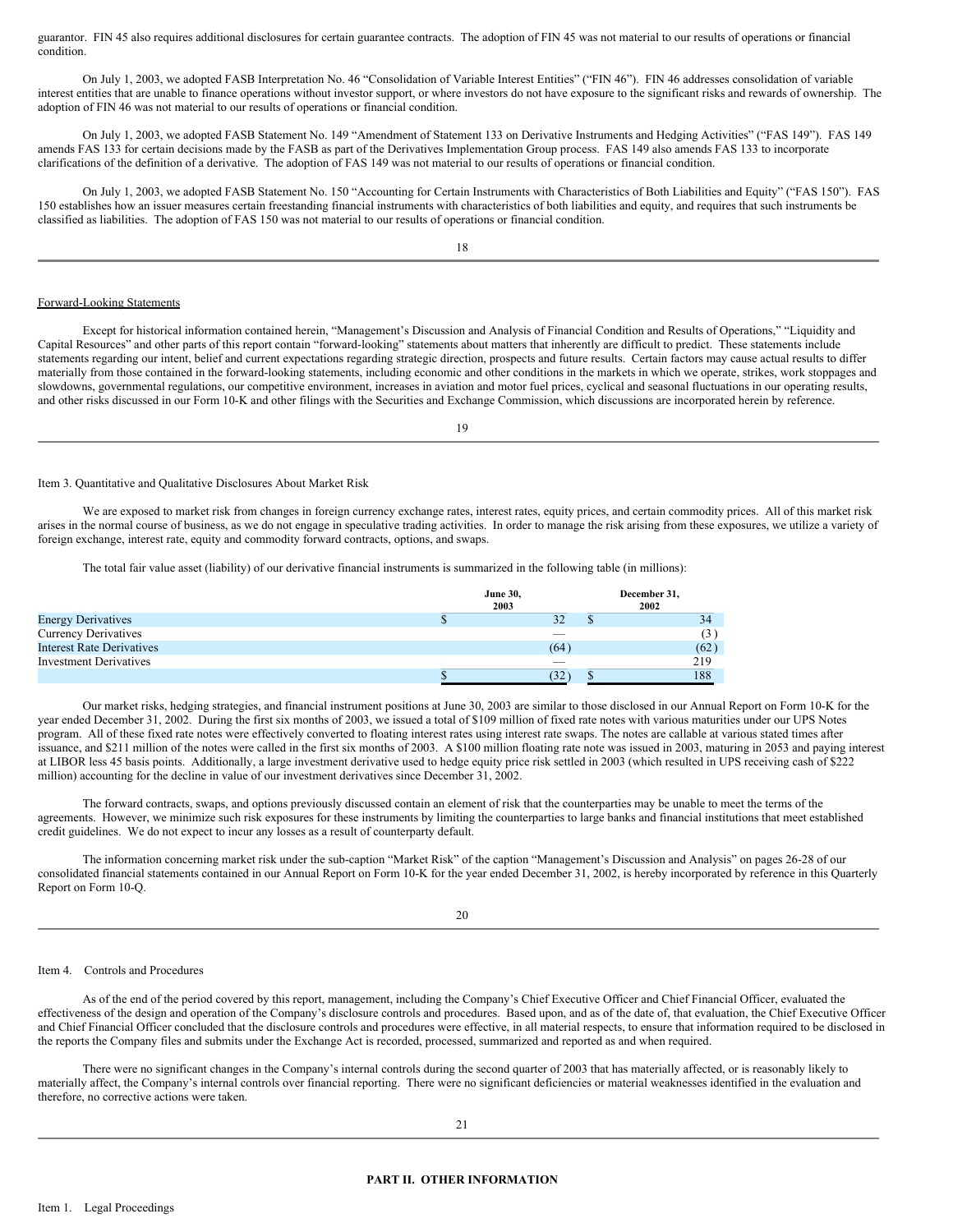guarantor. FIN 45 also requires additional disclosures for certain guarantee contracts. The adoption of FIN 45 was not material to our results of operations or financial condition.

On July 1, 2003, we adopted FASB Interpretation No. 46 "Consolidation of Variable Interest Entities" ("FIN 46"). FIN 46 addresses consolidation of variable interest entities that are unable to finance operations without investor support, or where investors do not have exposure to the significant risks and rewards of ownership. The adoption of FIN 46 was not material to our results of operations or financial condition.

On July 1, 2003, we adopted FASB Statement No. 149 "Amendment of Statement 133 on Derivative Instruments and Hedging Activities" ("FAS 149"). FAS 149 amends FAS 133 for certain decisions made by the FASB as part of the Derivatives Implementation Group process. FAS 149 also amends FAS 133 to incorporate clarifications of the definition of a derivative. The adoption of FAS 149 was not material to our results of operations or financial condition.

On July 1, 2003, we adopted FASB Statement No. 150 "Accounting for Certain Instruments with Characteristics of Both Liabilities and Equity" ("FAS 150"). FAS 150 establishes how an issuer measures certain freestanding financial instruments with characteristics of both liabilities and equity, and requires that such instruments be classified as liabilities. The adoption of FAS 150 was not material to our results of operations or financial condition.

Forward-Looking Statements

Except for historical information contained herein, "Management's Discussion and Analysis of Financial Condition and Results of Operations," "Liquidity and Capital Resources" and other parts of this report contain "forward-looking" statements about matters that inherently are difficult to predict. These statements include statements regarding our intent, belief and current expectations regarding strategic direction, prospects and future results. Certain factors may cause actual results to differ materially from those contained in the forward-looking statements, including economic and other conditions in the markets in which we operate, strikes, work stoppages and slowdowns, governmental regulations, our competitive environment, increases in aviation and motor fuel prices, cyclical and seasonal fluctuations in our operating results, and other risks discussed in our Form 10-K and other filings with the Securities and Exchange Commission, which discussions are incorporated herein by reference.

Item 3. Quantitative and Qualitative Disclosures About Market Risk

We are exposed to market risk from changes in foreign currency exchange rates, interest rates, equity prices, and certain commodity prices. All of this market risk arises in the normal course of business, as we do not engage in speculative trading activities. In order to manage the risk arising from these exposures, we utilize a variety of foreign exchange, interest rate, equity and commodity forward contracts, options, and swaps.

The total fair value asset (liability) of our derivative financial instruments is summarized in the following table (in millions):

| | June 30, 2003 | December 31, 2002 |
|---|---|---|
| Energy Derivatives | $ 32 | $ 34 |
| Currency Derivatives | — | (3) |
| Interest Rate Derivatives | (64) | (62) |
| Investment Derivatives | — | 219 |
| | $ (32) | $ 188 |

Our market risks, hedging strategies, and financial instrument positions at June 30, 2003 are similar to those disclosed in our Annual Report on Form 10-K for the year ended December 31, 2002. During the first six months of 2003, we issued a total of $109 million of fixed rate notes with various maturities under our UPS Notes program. All of these fixed rate notes were effectively converted to floating interest rates using interest rate swaps. The notes are callable at various stated times after issuance, and $211 million of the notes were called in the first six months of 2003. A $100 million floating rate note was issued in 2003, maturing in 2053 and paying interest at LIBOR less 45 basis points. Additionally, a large investment derivative used to hedge equity price risk settled in 2003 (which resulted in UPS receiving cash of $222 million) accounting for the decline in value of our investment derivatives since December 31, 2002.

The forward contracts, swaps, and options previously discussed contain an element of risk that the counterparties may be unable to meet the terms of the agreements. However, we minimize such risk exposures for these instruments by limiting the counterparties to large banks and financial institutions that meet established credit guidelines. We do not expect to incur any losses as a result of counterparty default.

The information concerning market risk under the sub-caption "Market Risk" of the caption "Management's Discussion and Analysis" on pages 26-28 of our consolidated financial statements contained in our Annual Report on Form 10-K for the year ended December 31, 2002, is hereby incorporated by reference in this Quarterly Report on Form 10-Q.

Item 4. Controls and Procedures

As of the end of the period covered by this report, management, including the Company's Chief Executive Officer and Chief Financial Officer, evaluated the effectiveness of the design and operation of the Company's disclosure controls and procedures. Based upon, and as of the date of, that evaluation, the Chief Executive Officer and Chief Financial Officer concluded that the disclosure controls and procedures were effective, in all material respects, to ensure that information required to be disclosed in the reports the Company files and submits under the Exchange Act is recorded, processed, summarized and reported as and when required.

There were no significant changes in the Company's internal controls during the second quarter of 2003 that has materially affected, or is reasonably likely to materially affect, the Company's internal controls over financial reporting. There were no significant deficiencies or material weaknesses identified in the evaluation and therefore, no corrective actions were taken.

## PART II. OTHER INFORMATION

Item 1. Legal Proceedings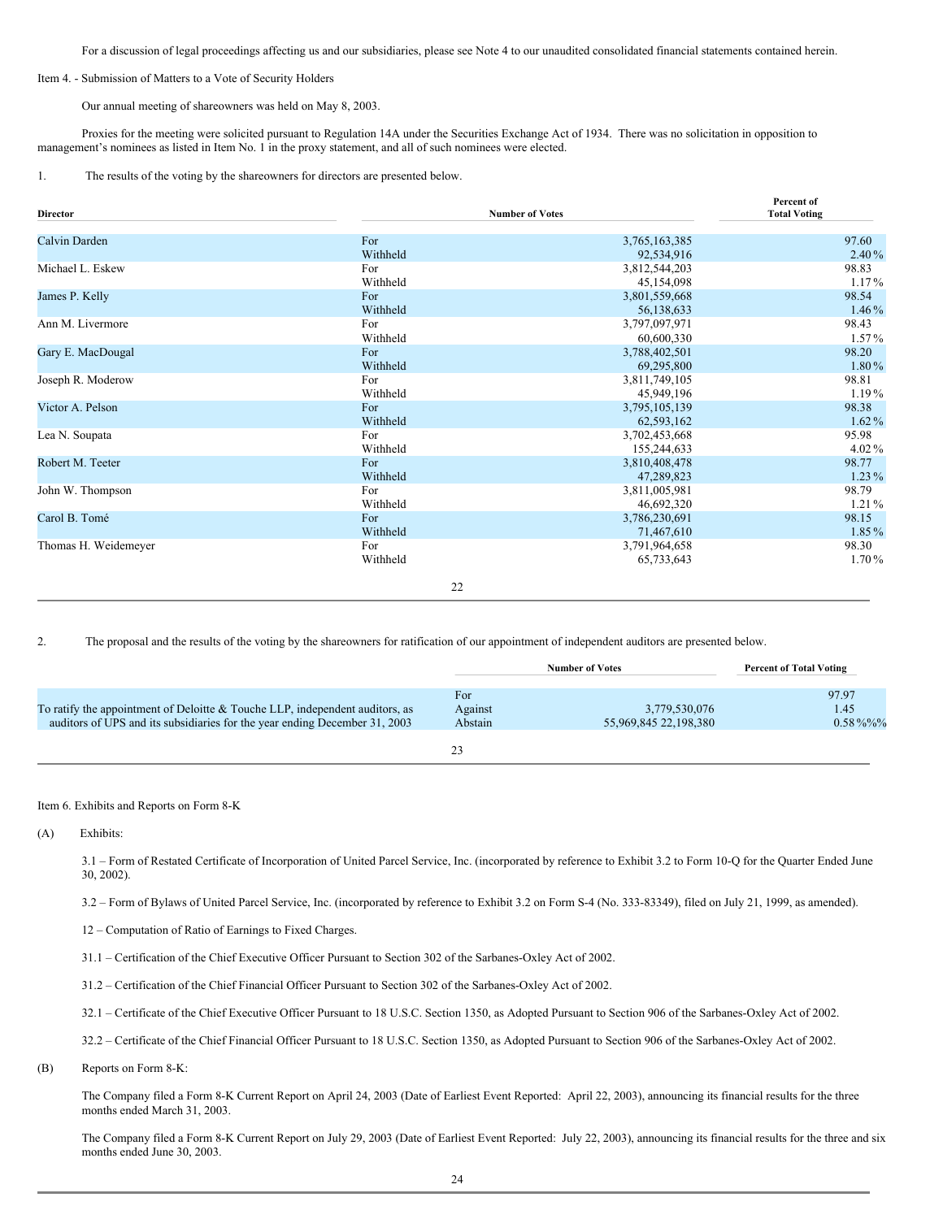For a discussion of legal proceedings affecting us and our subsidiaries, please see Note 4 to our unaudited consolidated financial statements contained herein.

Item 4. - Submission of Matters to a Vote of Security Holders

Our annual meeting of shareowners was held on May 8, 2003.

Proxies for the meeting were solicited pursuant to Regulation 14A under the Securities Exchange Act of 1934. There was no solicitation in opposition to management's nominees as listed in Item No. 1 in the proxy statement, and all of such nominees were elected.

1. The results of the voting by the shareowners for directors are presented below.

| Director | | Number of Votes | Percent of Total Voting |
|---|---|---|---|
| Calvin Darden | For | 3,765,163,385 | 97.60 |
| | Withheld | 92,534,916 | 2.40% |
| Michael L. Eskew | For | 3,812,544,203 | 98.83 |
| | Withheld | 45,154,098 | 1.17% |
| James P. Kelly | For | 3,801,559,668 | 98.54 |
| | Withheld | 56,138,633 | 1.46% |
| Ann M. Livermore | For | 3,797,097,971 | 98.43 |
| | Withheld | 60,600,330 | 1.57% |
| Gary E. MacDougal | For | 3,788,402,501 | 98.20 |
| | Withheld | 69,295,800 | 1.80% |
| Joseph R. Moderow | For | 3,811,749,105 | 98.81 |
| | Withheld | 45,949,196 | 1.19% |
| Victor A. Pelson | For | 3,795,105,139 | 98.38 |
| | Withheld | 62,593,162 | 1.62% |
| Lea N. Soupata | For | 3,702,453,668 | 95.98 |
| | Withheld | 155,244,633 | 4.02% |
| Robert M. Teeter | For | 3,810,408,478 | 98.77 |
| | Withheld | 47,289,823 | 1.23% |
| John W. Thompson | For | 3,811,005,981 | 98.79 |
| | Withheld | 46,692,320 | 1.21% |
| Carol B. Tomé | For | 3,786,230,691 | 98.15 |
| | Withheld | 71,467,610 | 1.85% |
| Thomas H. Weidemeyer | For | 3,791,964,658 | 98.30 |
| | Withheld | 65,733,643 | 1.70% |

2. The proposal and the results of the voting by the shareowners for ratification of our appointment of independent auditors are presented below.

| | | Number of Votes | Percent of Total Voting |
|---|---|---|---|
| To ratify the appointment of Deloitte & Touche LLP, independent auditors, as auditors of UPS and its subsidiaries for the year ending December 31, 2003 | For | | 97.97 |
| | Against | 3,779,530,076 | 1.45 |
| | Abstain | 55,969,845 22,198,380 | 0.58%%% |

Item 6. Exhibits and Reports on Form 8-K

(A) Exhibits:

3.1 – Form of Restated Certificate of Incorporation of United Parcel Service, Inc. (incorporated by reference to Exhibit 3.2 to Form 10-Q for the Quarter Ended June 30, 2002).

3.2 – Form of Bylaws of United Parcel Service, Inc. (incorporated by reference to Exhibit 3.2 on Form S-4 (No. 333-83349), filed on July 21, 1999, as amended).

12 – Computation of Ratio of Earnings to Fixed Charges.

31.1 – Certification of the Chief Executive Officer Pursuant to Section 302 of the Sarbanes-Oxley Act of 2002.

31.2 – Certification of the Chief Financial Officer Pursuant to Section 302 of the Sarbanes-Oxley Act of 2002.

32.1 – Certificate of the Chief Executive Officer Pursuant to 18 U.S.C. Section 1350, as Adopted Pursuant to Section 906 of the Sarbanes-Oxley Act of 2002.

32.2 – Certificate of the Chief Financial Officer Pursuant to 18 U.S.C. Section 1350, as Adopted Pursuant to Section 906 of the Sarbanes-Oxley Act of 2002.

(B) Reports on Form 8-K:

The Company filed a Form 8-K Current Report on April 24, 2003 (Date of Earliest Event Reported: April 22, 2003), announcing its financial results for the three months ended March 31, 2003.

The Company filed a Form 8-K Current Report on July 29, 2003 (Date of Earliest Event Reported: July 22, 2003), announcing its financial results for the three and six months ended June 30, 2003.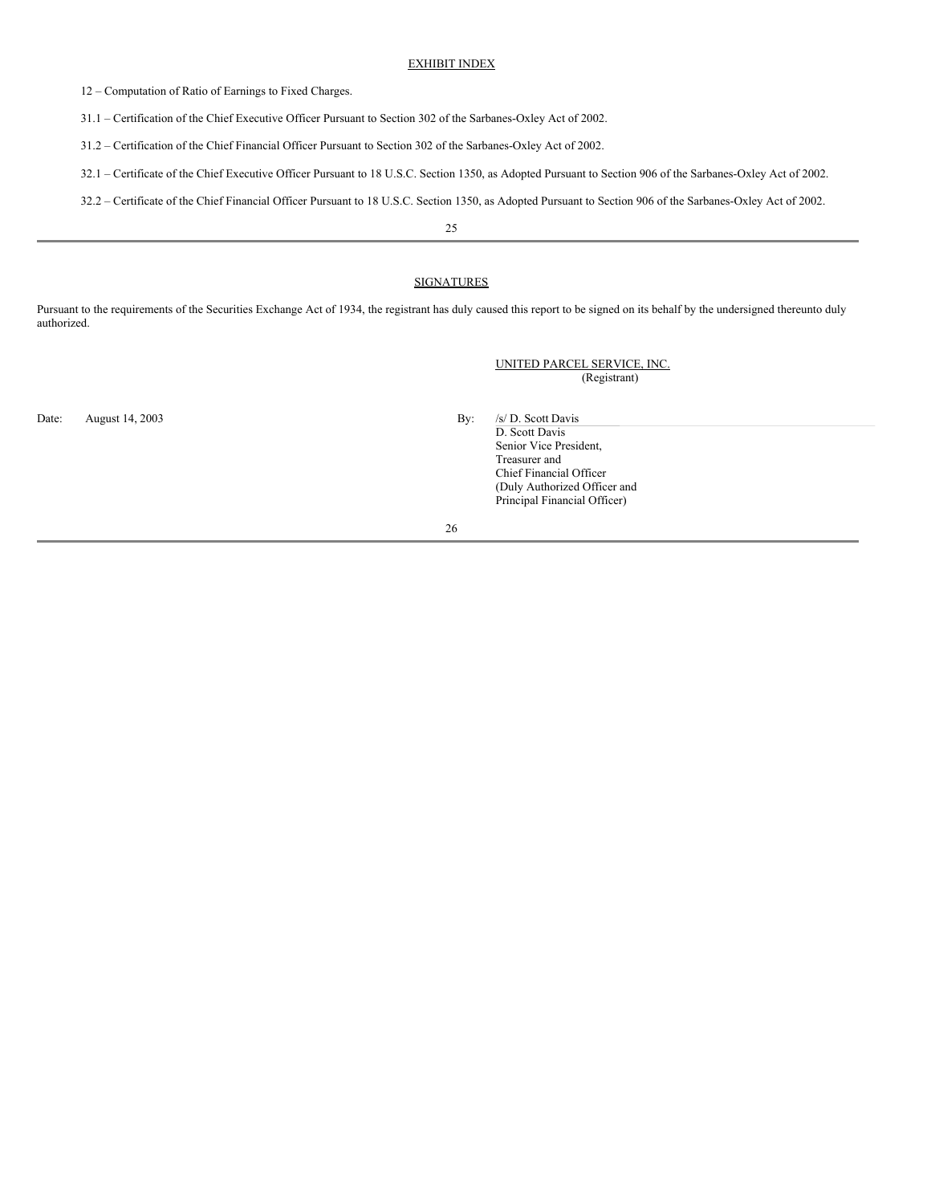## EXHIBIT INDEX

12 – Computation of Ratio of Earnings to Fixed Charges.

31.1 – Certification of the Chief Executive Officer Pursuant to Section 302 of the Sarbanes-Oxley Act of 2002.

31.2 – Certification of the Chief Financial Officer Pursuant to Section 302 of the Sarbanes-Oxley Act of 2002.

32.1 – Certificate of the Chief Executive Officer Pursuant to 18 U.S.C. Section 1350, as Adopted Pursuant to Section 906 of the Sarbanes-Oxley Act of 2002.

32.2 – Certificate of the Chief Financial Officer Pursuant to 18 U.S.C. Section 1350, as Adopted Pursuant to Section 906 of the Sarbanes-Oxley Act of 2002.

## SIGNATURES

Pursuant to the requirements of the Securities Exchange Act of 1934, the registrant has duly caused this report to be signed on its behalf by the undersigned thereunto duly authorized.

UNITED PARCEL SERVICE, INC.
(Registrant)

Date: August 14, 2003

By: /s/ D. Scott Davis
D. Scott Davis
Senior Vice President,
Treasurer and
Chief Financial Officer
(Duly Authorized Officer and
Principal Financial Officer)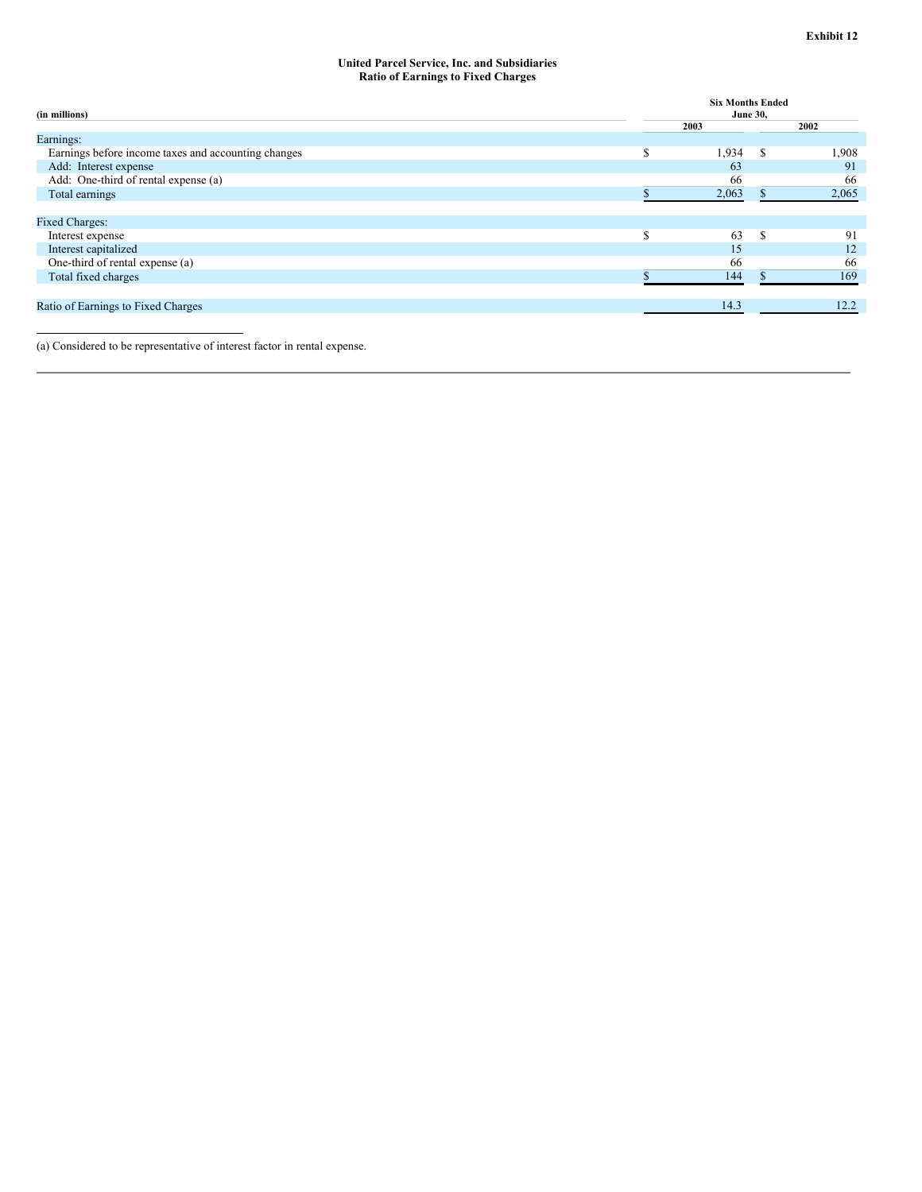**Exhibit 12**

**United Parcel Service, Inc. and Subsidiaries**
**Ratio of Earnings to Fixed Charges**

| (in millions) | Six Months Ended June 30, 2003 | Six Months Ended June 30, 2002 |
|---|---|---|
| Earnings: | | |
| Earnings before income taxes and accounting changes | $ 1,934 | $ 1,908 |
| Add: Interest expense | 63 | 91 |
| Add: One-third of rental expense (a) | 66 | 66 |
| Total earnings | $ 2,063 | $ 2,065 |
| | | |
| Fixed Charges: | | |
| Interest expense | $ 63 | $ 91 |
| Interest capitalized | 15 | 12 |
| One-third of rental expense (a) | 66 | 66 |
| Total fixed charges | $ 144 | $ 169 |
| | | |
| Ratio of Earnings to Fixed Charges | 14.3 | 12.2 |

(a) Considered to be representative of interest factor in rental expense.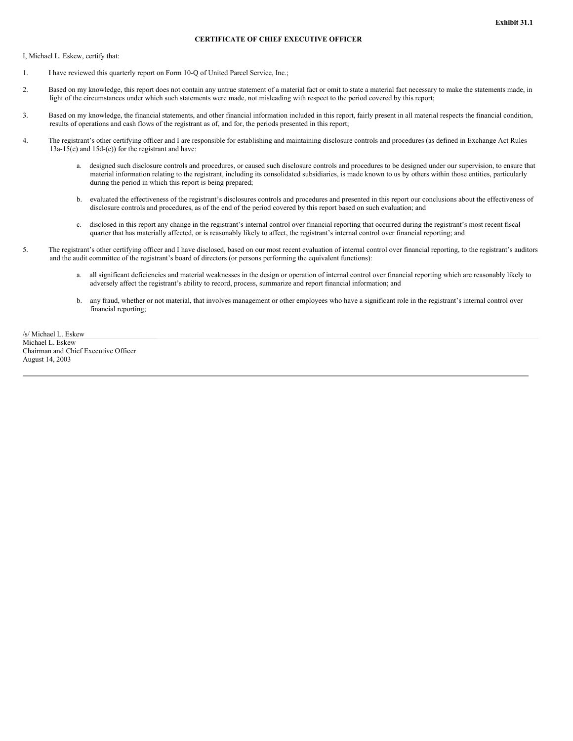**Exhibit 31.1**

**CERTIFICATE OF CHIEF EXECUTIVE OFFICER**

I, Michael L. Eskew, certify that:

1. I have reviewed this quarterly report on Form 10-Q of United Parcel Service, Inc.;

2. Based on my knowledge, this report does not contain any untrue statement of a material fact or omit to state a material fact necessary to make the statements made, in light of the circumstances under which such statements were made, not misleading with respect to the period covered by this report;

3. Based on my knowledge, the financial statements, and other financial information included in this report, fairly present in all material respects the financial condition, results of operations and cash flows of the registrant as of, and for, the periods presented in this report;

4. The registrant's other certifying officer and I are responsible for establishing and maintaining disclosure controls and procedures (as defined in Exchange Act Rules 13a-15(e) and 15d-(e)) for the registrant and have:

   a. designed such disclosure controls and procedures, or caused such disclosure controls and procedures to be designed under our supervision, to ensure that material information relating to the registrant, including its consolidated subsidiaries, is made known to us by others within those entities, particularly during the period in which this report is being prepared;

   b. evaluated the effectiveness of the registrant's disclosures controls and procedures and presented in this report our conclusions about the effectiveness of disclosure controls and procedures, as of the end of the period covered by this report based on such evaluation; and

   c. disclosed in this report any change in the registrant's internal control over financial reporting that occurred during the registrant's most recent fiscal quarter that has materially affected, or is reasonably likely to affect, the registrant's internal control over financial reporting; and

5. The registrant's other certifying officer and I have disclosed, based on our most recent evaluation of internal control over financial reporting, to the registrant's auditors and the audit committee of the registrant's board of directors (or persons performing the equivalent functions):

   a. all significant deficiencies and material weaknesses in the design or operation of internal control over financial reporting which are reasonably likely to adversely affect the registrant's ability to record, process, summarize and report financial information; and

   b. any fraud, whether or not material, that involves management or other employees who have a significant role in the registrant's internal control over financial reporting;

/s/ Michael L. Eskew
Michael L. Eskew
Chairman and Chief Executive Officer
August 14, 2003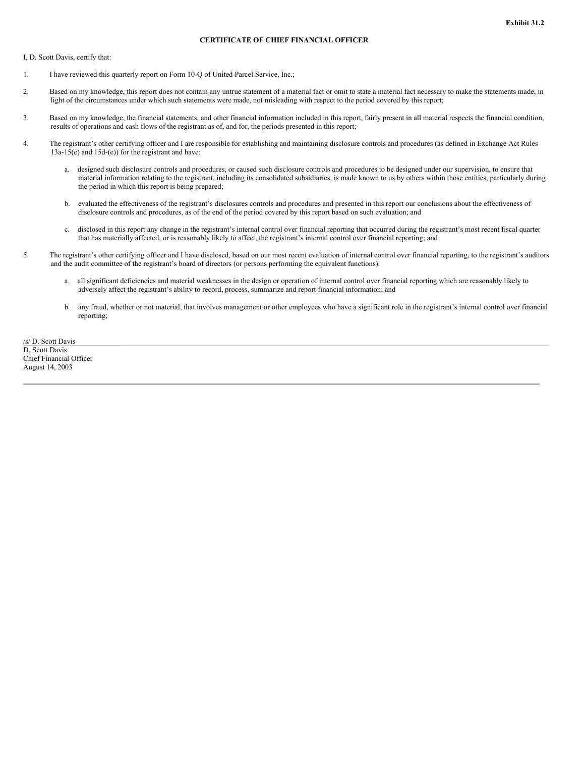Exhibit 31.2

**CERTIFICATE OF CHIEF FINANCIAL OFFICER**

I, D. Scott Davis, certify that:

1. I have reviewed this quarterly report on Form 10-Q of United Parcel Service, Inc.;

2. Based on my knowledge, this report does not contain any untrue statement of a material fact or omit to state a material fact necessary to make the statements made, in light of the circumstances under which such statements were made, not misleading with respect to the period covered by this report;

3. Based on my knowledge, the financial statements, and other financial information included in this report, fairly present in all material respects the financial condition, results of operations and cash flows of the registrant as of, and for, the periods presented in this report;

4. The registrant's other certifying officer and I are responsible for establishing and maintaining disclosure controls and procedures (as defined in Exchange Act Rules 13a-15(e) and 15d-(e)) for the registrant and have:

   a. designed such disclosure controls and procedures, or caused such disclosure controls and procedures to be designed under our supervision, to ensure that material information relating to the registrant, including its consolidated subsidiaries, is made known to us by others within those entities, particularly during the period in which this report is being prepared;

   b. evaluated the effectiveness of the registrant's disclosures controls and procedures and presented in this report our conclusions about the effectiveness of disclosure controls and procedures, as of the end of the period covered by this report based on such evaluation; and

   c. disclosed in this report any change in the registrant's internal control over financial reporting that occurred during the registrant's most recent fiscal quarter that has materially affected, or is reasonably likely to affect, the registrant's internal control over financial reporting; and

5. The registrant's other certifying officer and I have disclosed, based on our most recent evaluation of internal control over financial reporting, to the registrant's auditors and the audit committee of the registrant's board of directors (or persons performing the equivalent functions):

   a. all significant deficiencies and material weaknesses in the design or operation of internal control over financial reporting which are reasonably likely to adversely affect the registrant's ability to record, process, summarize and report financial information; and

   b. any fraud, whether or not material, that involves management or other employees who have a significant role in the registrant's internal control over financial reporting;

/s/ D. Scott Davis

D. Scott Davis
Chief Financial Officer
August 14, 2003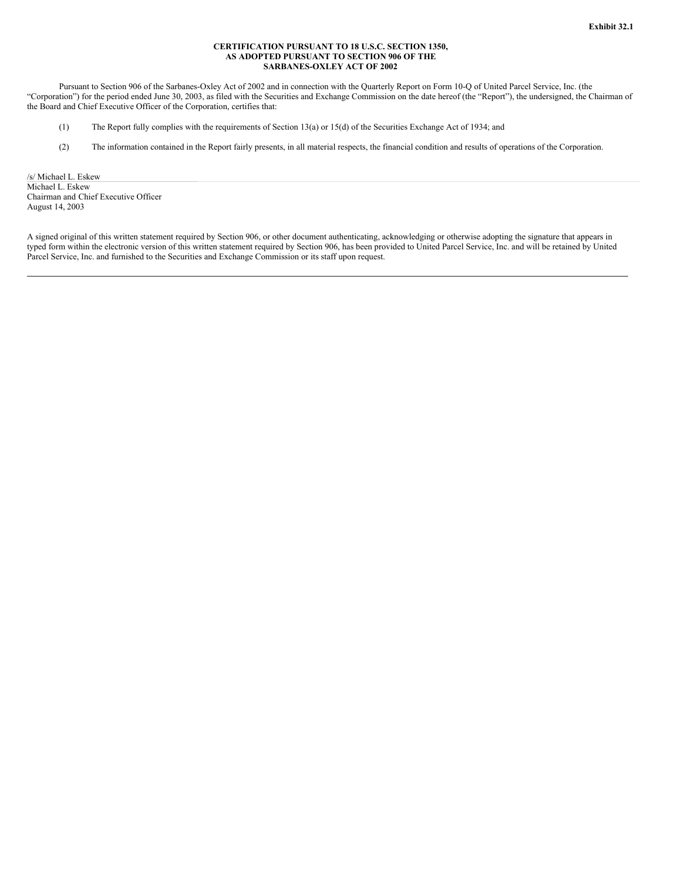**Exhibit 32.1**

**CERTIFICATION PURSUANT TO 18 U.S.C. SECTION 1350,
AS ADOPTED PURSUANT TO SECTION 906 OF THE
SARBANES-OXLEY ACT OF 2002**

Pursuant to Section 906 of the Sarbanes-Oxley Act of 2002 and in connection with the Quarterly Report on Form 10-Q of United Parcel Service, Inc. (the "Corporation") for the period ended June 30, 2003, as filed with the Securities and Exchange Commission on the date hereof (the "Report"), the undersigned, the Chairman of the Board and Chief Executive Officer of the Corporation, certifies that:

(1) The Report fully complies with the requirements of Section 13(a) or 15(d) of the Securities Exchange Act of 1934; and

(2) The information contained in the Report fairly presents, in all material respects, the financial condition and results of operations of the Corporation.

/s/ Michael L. Eskew
Michael L. Eskew
Chairman and Chief Executive Officer
August 14, 2003

A signed original of this written statement required by Section 906, or other document authenticating, acknowledging or otherwise adopting the signature that appears in typed form within the electronic version of this written statement required by Section 906, has been provided to United Parcel Service, Inc. and will be retained by United Parcel Service, Inc. and furnished to the Securities and Exchange Commission or its staff upon request.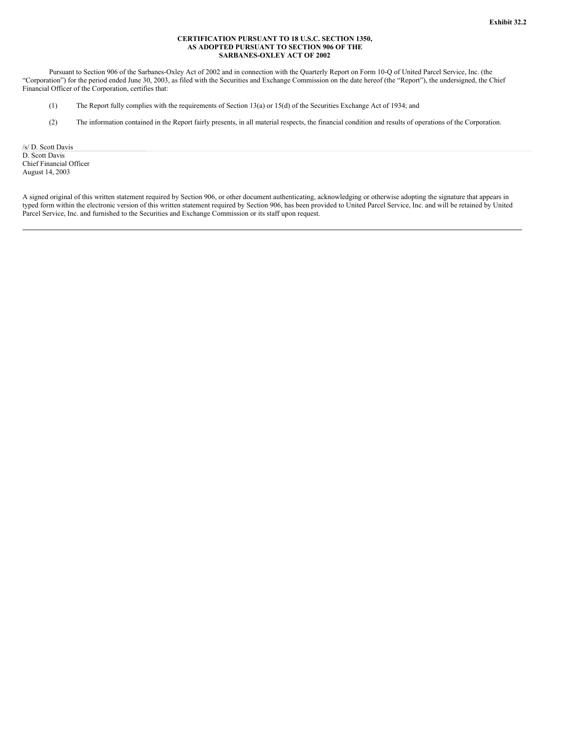**Exhibit 32.2**

**CERTIFICATION PURSUANT TO 18 U.S.C. SECTION 1350,
AS ADOPTED PURSUANT TO SECTION 906 OF THE
SARBANES-OXLEY ACT OF 2002**

Pursuant to Section 906 of the Sarbanes-Oxley Act of 2002 and in connection with the Quarterly Report on Form 10-Q of United Parcel Service, Inc. (the "Corporation") for the period ended June 30, 2003, as filed with the Securities and Exchange Commission on the date hereof (the "Report"), the undersigned, the Chief Financial Officer of the Corporation, certifies that:

(1) The Report fully complies with the requirements of Section 13(a) or 15(d) of the Securities Exchange Act of 1934; and

(2) The information contained in the Report fairly presents, in all material respects, the financial condition and results of operations of the Corporation.

/s/ D. Scott Davis
D. Scott Davis
Chief Financial Officer
August 14, 2003

A signed original of this written statement required by Section 906, or other document authenticating, acknowledging or otherwise adopting the signature that appears in typed form within the electronic version of this written statement required by Section 906, has been provided to United Parcel Service, Inc. and will be retained by United Parcel Service, Inc. and furnished to the Securities and Exchange Commission or its staff upon request.